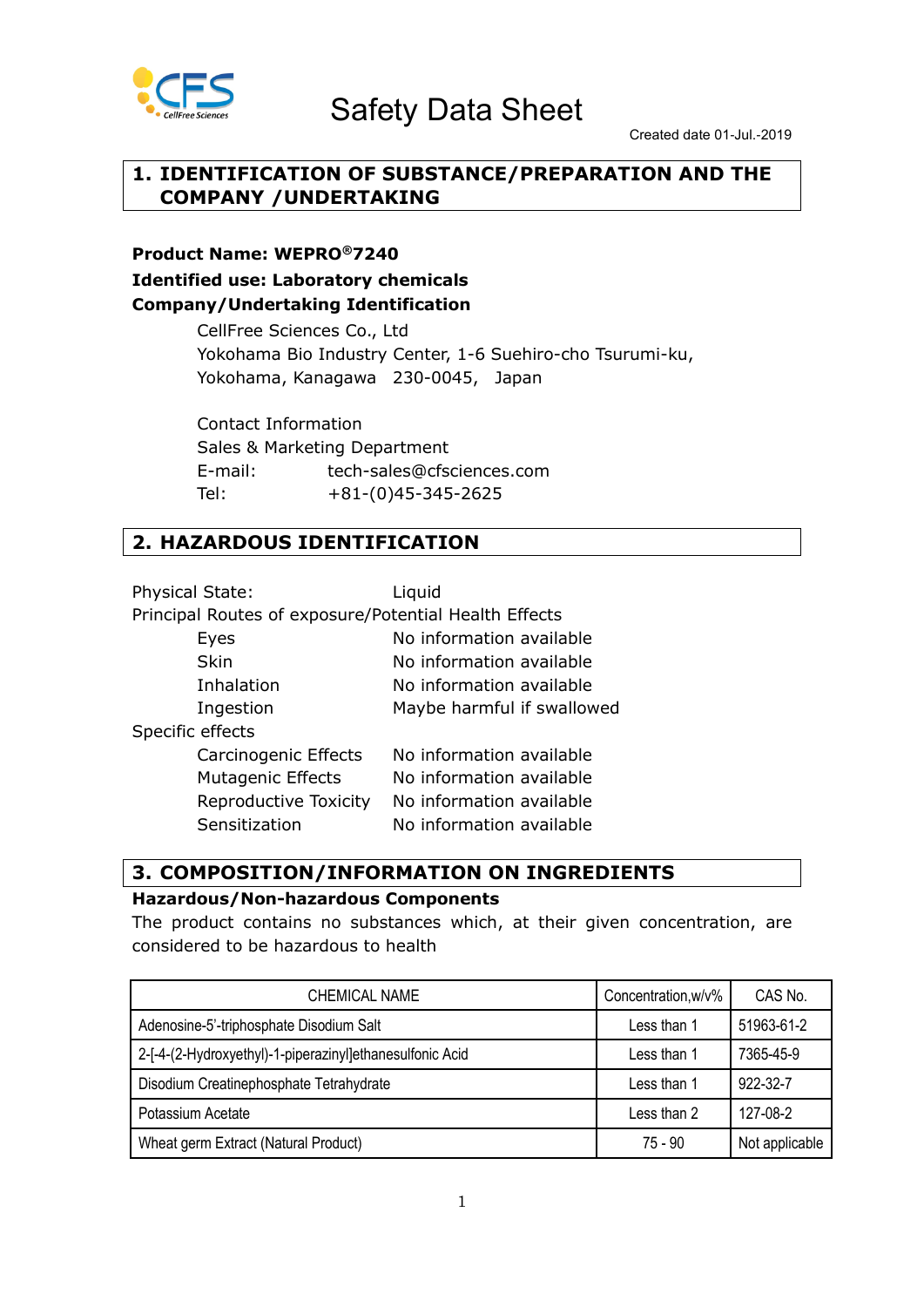# Safety Data Sheet

Created date 01-Jul.-2019

## 1. IDENTIFICATION OF SUBSTANCE/PREPARATION AND THE COMPANY /UNDERTAKING

**Product Name: WEPRO®7240**

**Identified use: Laboratory chemicals**

**Company/Undertaking Identification**

CellFree Sciences Co., Ltd
Yokohama Bio Industry Center, 1-6 Suehiro-cho Tsurumi-ku,
Yokohama, Kanagawa 230-0045, Japan

Contact Information
Sales & Marketing Department
E-mail: tech-sales@cfsciences.com
Tel: +81-(0)45-345-2625

## 2. HAZARDOUS IDENTIFICATION

Physical State: Liquid

Principal Routes of exposure/Potential Health Effects

- Eyes: No information available
- Skin: No information available
- Inhalation: No information available
- Ingestion: Maybe harmful if swallowed

Specific effects

- Carcinogenic Effects: No information available
- Mutagenic Effects: No information available
- Reproductive Toxicity: No information available
- Sensitization: No information available

## 3. COMPOSITION/INFORMATION ON INGREDIENTS

**Hazardous/Non-hazardous Components**

The product contains no substances which, at their given concentration, are considered to be hazardous to health

| CHEMICAL NAME | Concentration,w/v% | CAS No. |
|---|---|---|
| Adenosine-5'-triphosphate Disodium Salt | Less than 1 | 51963-61-2 |
| 2-[4-(2-Hydroxyethyl)-1-piperazinyl]ethanesulfonic Acid | Less than 1 | 7365-45-9 |
| Disodium Creatinephosphate Tetrahydrate | Less than 1 | 922-32-7 |
| Potassium Acetate | Less than 2 | 127-08-2 |
| Wheat germ Extract (Natural Product) | 75 - 90 | Not applicable |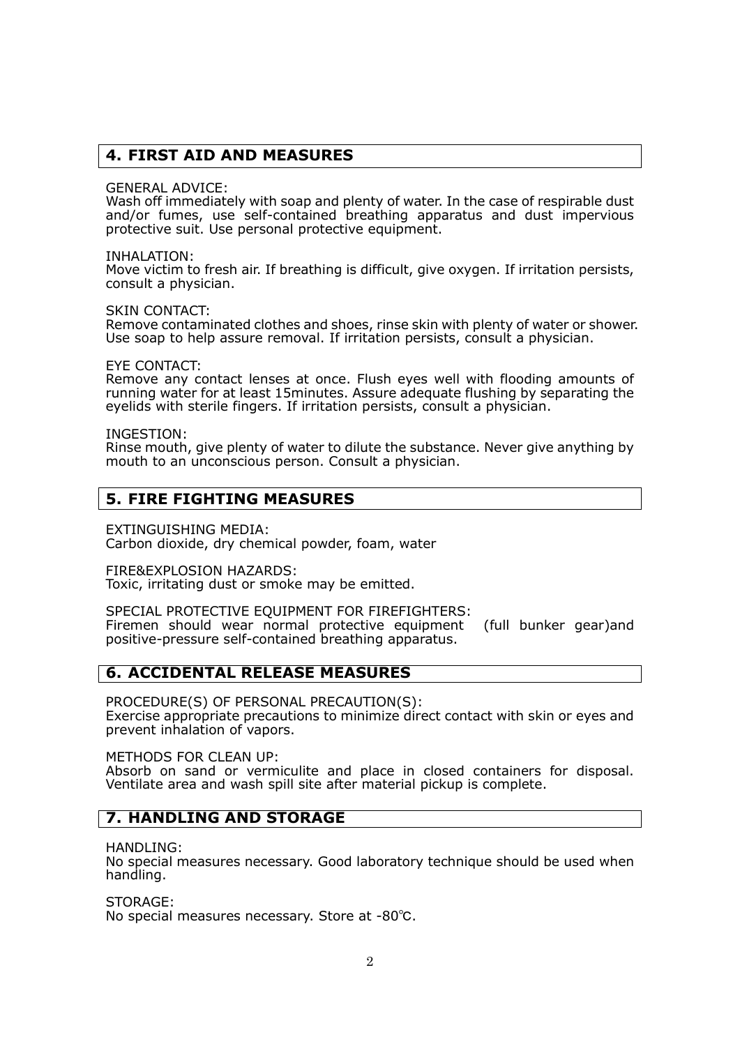## 4. FIRST AID AND MEASURES

GENERAL ADVICE:
Wash off immediately with soap and plenty of water. In the case of respirable dust and/or fumes, use self-contained breathing apparatus and dust impervious protective suit. Use personal protective equipment.

INHALATION:
Move victim to fresh air. If breathing is difficult, give oxygen. If irritation persists, consult a physician.

SKIN CONTACT:
Remove contaminated clothes and shoes, rinse skin with plenty of water or shower. Use soap to help assure removal. If irritation persists, consult a physician.

EYE CONTACT:
Remove any contact lenses at once. Flush eyes well with flooding amounts of running water for at least 15minutes. Assure adequate flushing by separating the eyelids with sterile fingers. If irritation persists, consult a physician.

INGESTION:
Rinse mouth, give plenty of water to dilute the substance. Never give anything by mouth to an unconscious person. Consult a physician.

## 5. FIRE FIGHTING MEASURES

EXTINGUISHING MEDIA:
Carbon dioxide, dry chemical powder, foam, water

FIRE&EXPLOSION HAZARDS:
Toxic, irritating dust or smoke may be emitted.

SPECIAL PROTECTIVE EQUIPMENT FOR FIREFIGHTERS:
Firemen should wear normal protective equipment (full bunker gear)and positive-pressure self-contained breathing apparatus.

## 6. ACCIDENTAL RELEASE MEASURES

PROCEDURE(S) OF PERSONAL PRECAUTION(S):
Exercise appropriate precautions to minimize direct contact with skin or eyes and prevent inhalation of vapors.

METHODS FOR CLEAN UP:
Absorb on sand or vermiculite and place in closed containers for disposal. Ventilate area and wash spill site after material pickup is complete.

## 7. HANDLING AND STORAGE

HANDLING:
No special measures necessary. Good laboratory technique should be used when handling.

STORAGE:
No special measures necessary. Store at -80℃.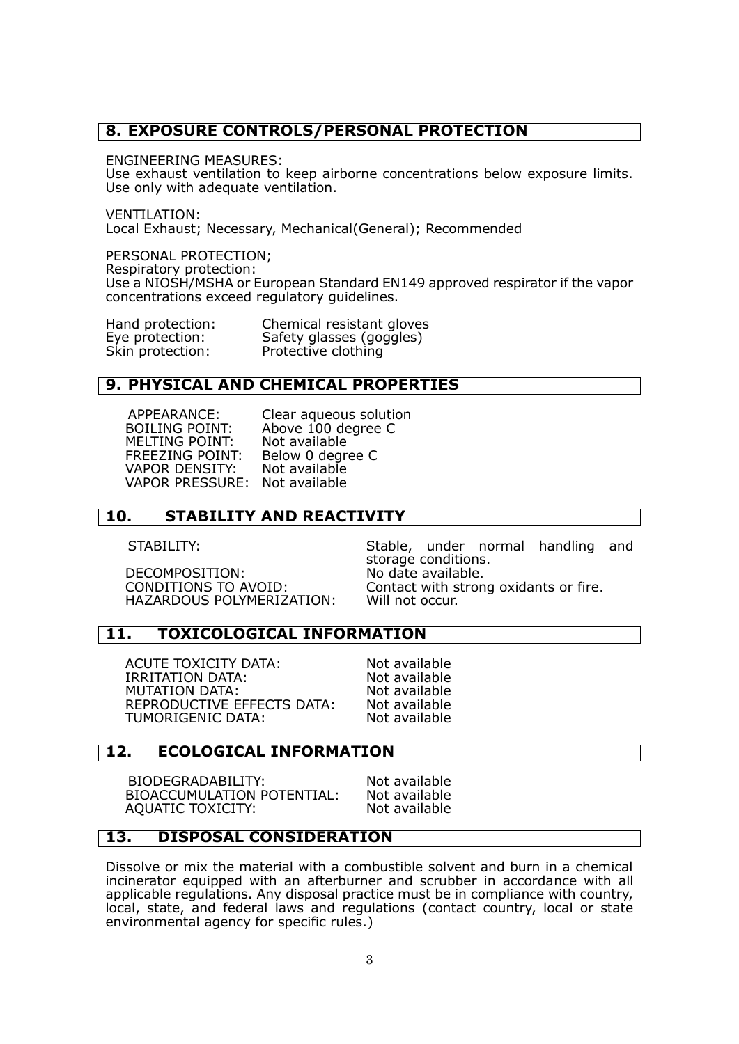## 8. EXPOSURE CONTROLS/PERSONAL PROTECTION

ENGINEERING MEASURES:
Use exhaust ventilation to keep airborne concentrations below exposure limits. Use only with adequate ventilation.

VENTILATION:
Local Exhaust; Necessary, Mechanical(General); Recommended

PERSONAL PROTECTION;
Respiratory protection:
Use a NIOSH/MSHA or European Standard EN149 approved respirator if the vapor concentrations exceed regulatory guidelines.

| | |
|---|---|
| Hand protection: | Chemical resistant gloves |
| Eye protection: | Safety glasses (goggles) |
| Skin protection: | Protective clothing |

## 9. PHYSICAL AND CHEMICAL PROPERTIES

| | |
|---|---|
| APPEARANCE: | Clear aqueous solution |
| BOILING POINT: | Above 100 degree C |
| MELTING POINT: | Not available |
| FREEZING POINT: | Below 0 degree C |
| VAPOR DENSITY: | Not available |
| VAPOR PRESSURE: | Not available |

## 10. STABILITY AND REACTIVITY

| | |
|---|---|
| STABILITY: | Stable, under normal handling and storage conditions. |
| DECOMPOSITION: | No date available. |
| CONDITIONS TO AVOID: | Contact with strong oxidants or fire. |
| HAZARDOUS POLYMERIZATION: | Will not occur. |

## 11. TOXICOLOGICAL INFORMATION

| | |
|---|---|
| ACUTE TOXICITY DATA: | Not available |
| IRRITATION DATA: | Not available |
| MUTATION DATA: | Not available |
| REPRODUCTIVE EFFECTS DATA: | Not available |
| TUMORIGENIC DATA: | Not available |

## 12. ECOLOGICAL INFORMATION

| | |
|---|---|
| BIODEGRADABILITY: | Not available |
| BIOACCUMULATION POTENTIAL: | Not available |
| AQUATIC TOXICITY: | Not available |

## 13. DISPOSAL CONSIDERATION

Dissolve or mix the material with a combustible solvent and burn in a chemical incinerator equipped with an afterburner and scrubber in accordance with all applicable regulations. Any disposal practice must be in compliance with country, local, state, and federal laws and regulations (contact country, local or state environmental agency for specific rules.)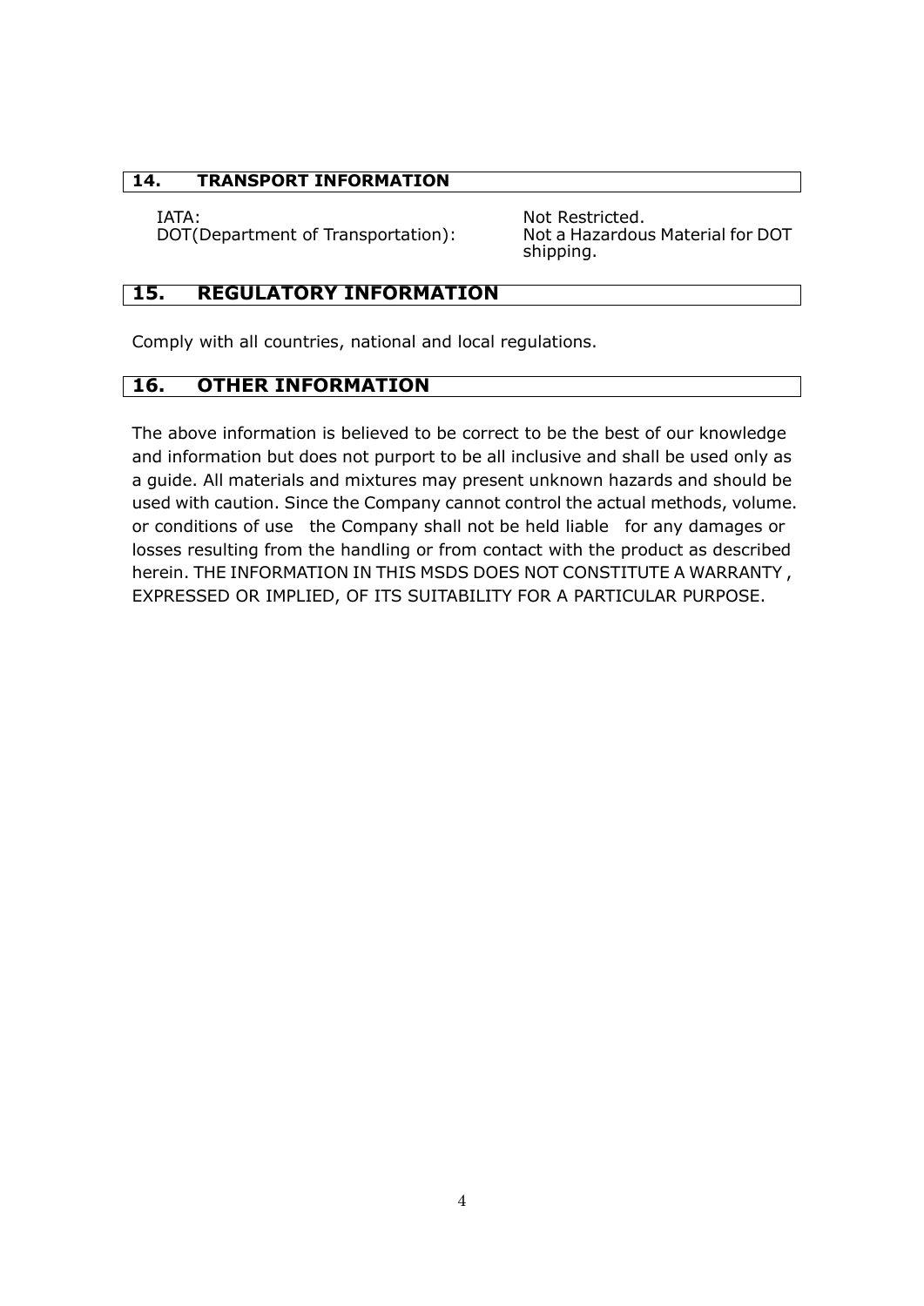## 14. TRANSPORT INFORMATION

| | |
|---|---|
| IATA: | Not Restricted. |
| DOT(Department of Transportation): | Not a Hazardous Material for DOT shipping. |

## 15. REGULATORY INFORMATION

Comply with all countries, national and local regulations.

## 16. OTHER INFORMATION

The above information is believed to be correct to be the best of our knowledge and information but does not purport to be all inclusive and shall be used only as a guide. All materials and mixtures may present unknown hazards and should be used with caution. Since the Company cannot control the actual methods, volume. or conditions of use the Company shall not be held liable for any damages or losses resulting from the handling or from contact with the product as described herein. THE INFORMATION IN THIS MSDS DOES NOT CONSTITUTE A WARRANTY , EXPRESSED OR IMPLIED, OF ITS SUITABILITY FOR A PARTICULAR PURPOSE.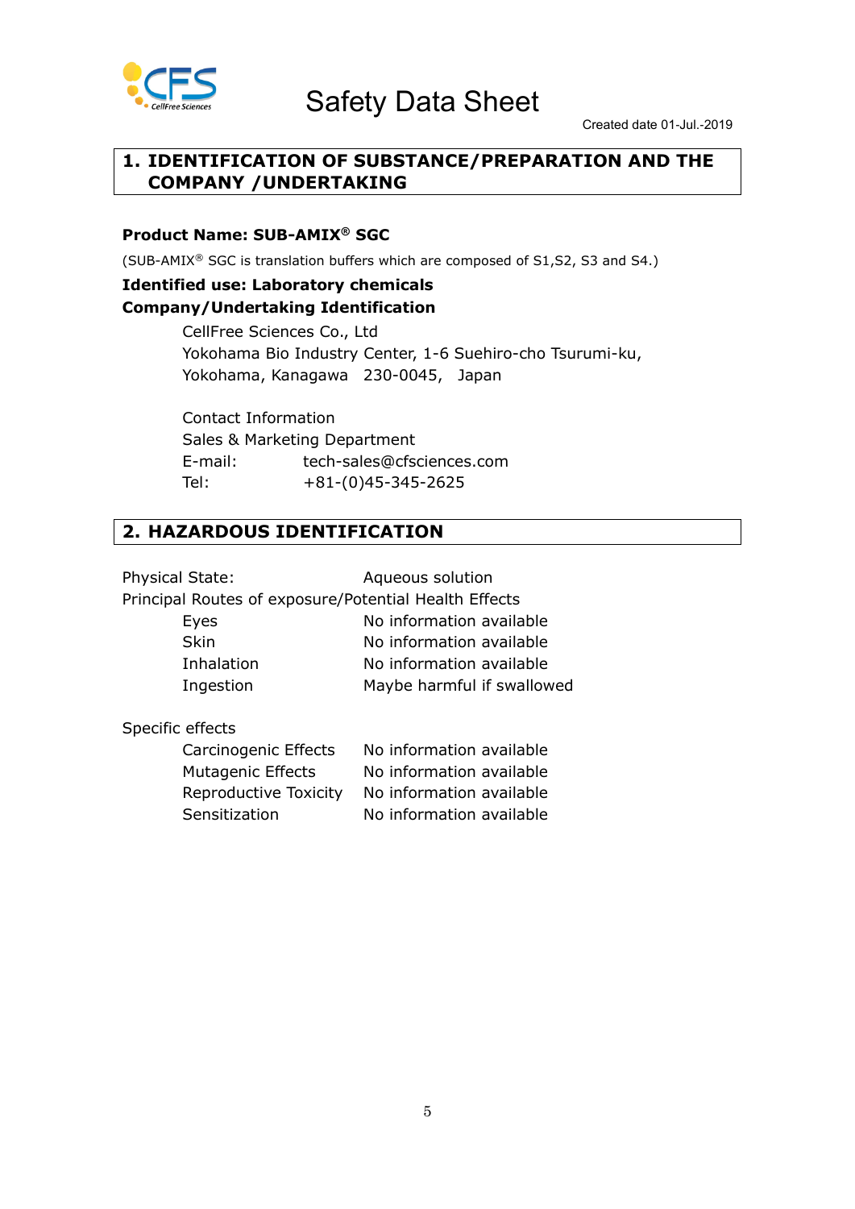# Safety Data Sheet

Created date 01-Jul.-2019

## 1. IDENTIFICATION OF SUBSTANCE/PREPARATION AND THE COMPANY /UNDERTAKING

**Product Name: SUB-AMIX® SGC**

(SUB-AMIX® SGC is translation buffers which are composed of S1,S2, S3 and S4.)

**Identified use: Laboratory chemicals**

**Company/Undertaking Identification**

CellFree Sciences Co., Ltd
Yokohama Bio Industry Center, 1-6 Suehiro-cho Tsurumi-ku,
Yokohama, Kanagawa 230-0045, Japan

Contact Information
Sales & Marketing Department
E-mail: tech-sales@cfsciences.com
Tel: +81-(0)45-345-2625

## 2. HAZARDOUS IDENTIFICATION

Physical State: Aqueous solution

Principal Routes of exposure/Potential Health Effects

| | |
|---|---|
| Eyes | No information available |
| Skin | No information available |
| Inhalation | No information available |
| Ingestion | Maybe harmful if swallowed |

Specific effects

| | |
|---|---|
| Carcinogenic Effects | No information available |
| Mutagenic Effects | No information available |
| Reproductive Toxicity | No information available |
| Sensitization | No information available |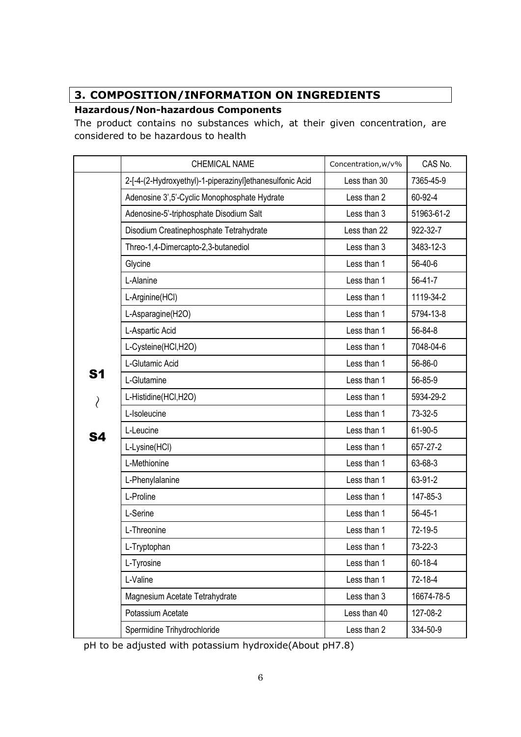## 3. COMPOSITION/INFORMATION ON INGREDIENTS

**Hazardous/Non-hazardous Components**

The product contains no substances which, at their given concentration, are considered to be hazardous to health

| | CHEMICAL NAME | Concentration,w/v% | CAS No. |
|---|---|---|---|
| S1 ~ S4 | 2-[4-(2-Hydroxyethyl)-1-piperazinyl]ethanesulfonic Acid | Less than 30 | 7365-45-9 |
| | Adenosine 3',5'-Cyclic Monophosphate Hydrate | Less than 2 | 60-92-4 |
| | Adenosine-5'-triphosphate Disodium Salt | Less than 3 | 51963-61-2 |
| | Disodium Creatinephosphate Tetrahydrate | Less than 22 | 922-32-7 |
| | Threo-1,4-Dimercapto-2,3-butanediol | Less than 3 | 3483-12-3 |
| | Glycine | Less than 1 | 56-40-6 |
| | L-Alanine | Less than 1 | 56-41-7 |
| | L-Arginine(HCl) | Less than 1 | 1119-34-2 |
| | L-Asparagine(H2O) | Less than 1 | 5794-13-8 |
| | L-Aspartic Acid | Less than 1 | 56-84-8 |
| | L-Cysteine(HCl,H2O) | Less than 1 | 7048-04-6 |
| | L-Glutamic Acid | Less than 1 | 56-86-0 |
| | L-Glutamine | Less than 1 | 56-85-9 |
| | L-Histidine(HCl,H2O) | Less than 1 | 5934-29-2 |
| | L-Isoleucine | Less than 1 | 73-32-5 |
| | L-Leucine | Less than 1 | 61-90-5 |
| | L-Lysine(HCl) | Less than 1 | 657-27-2 |
| | L-Methionine | Less than 1 | 63-68-3 |
| | L-Phenylalanine | Less than 1 | 63-91-2 |
| | L-Proline | Less than 1 | 147-85-3 |
| | L-Serine | Less than 1 | 56-45-1 |
| | L-Threonine | Less than 1 | 72-19-5 |
| | L-Tryptophan | Less than 1 | 73-22-3 |
| | L-Tyrosine | Less than 1 | 60-18-4 |
| | L-Valine | Less than 1 | 72-18-4 |
| | Magnesium Acetate Tetrahydrate | Less than 3 | 16674-78-5 |
| | Potassium Acetate | Less than 40 | 127-08-2 |
| | Spermidine Trihydrochloride | Less than 2 | 334-50-9 |

pH to be adjusted with potassium hydroxide(About pH7.8)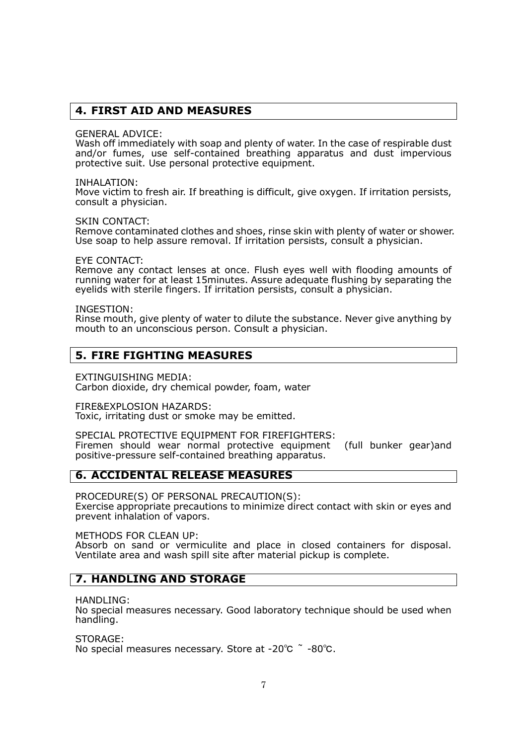## 4. FIRST AID AND MEASURES

GENERAL ADVICE:
Wash off immediately with soap and plenty of water. In the case of respirable dust and/or fumes, use self-contained breathing apparatus and dust impervious protective suit. Use personal protective equipment.

INHALATION:
Move victim to fresh air. If breathing is difficult, give oxygen. If irritation persists, consult a physician.

SKIN CONTACT:
Remove contaminated clothes and shoes, rinse skin with plenty of water or shower. Use soap to help assure removal. If irritation persists, consult a physician.

EYE CONTACT:
Remove any contact lenses at once. Flush eyes well with flooding amounts of running water for at least 15minutes. Assure adequate flushing by separating the eyelids with sterile fingers. If irritation persists, consult a physician.

INGESTION:
Rinse mouth, give plenty of water to dilute the substance. Never give anything by mouth to an unconscious person. Consult a physician.

## 5. FIRE FIGHTING MEASURES

EXTINGUISHING MEDIA:
Carbon dioxide, dry chemical powder, foam, water

FIRE&EXPLOSION HAZARDS:
Toxic, irritating dust or smoke may be emitted.

SPECIAL PROTECTIVE EQUIPMENT FOR FIREFIGHTERS:
Firemen should wear normal protective equipment (full bunker gear)and positive-pressure self-contained breathing apparatus.

## 6. ACCIDENTAL RELEASE MEASURES

PROCEDURE(S) OF PERSONAL PRECAUTION(S):
Exercise appropriate precautions to minimize direct contact with skin or eyes and prevent inhalation of vapors.

METHODS FOR CLEAN UP:
Absorb on sand or vermiculite and place in closed containers for disposal. Ventilate area and wash spill site after material pickup is complete.

## 7. HANDLING AND STORAGE

HANDLING:
No special measures necessary. Good laboratory technique should be used when handling.

STORAGE:
No special measures necessary. Store at -20℃ ~ -80℃.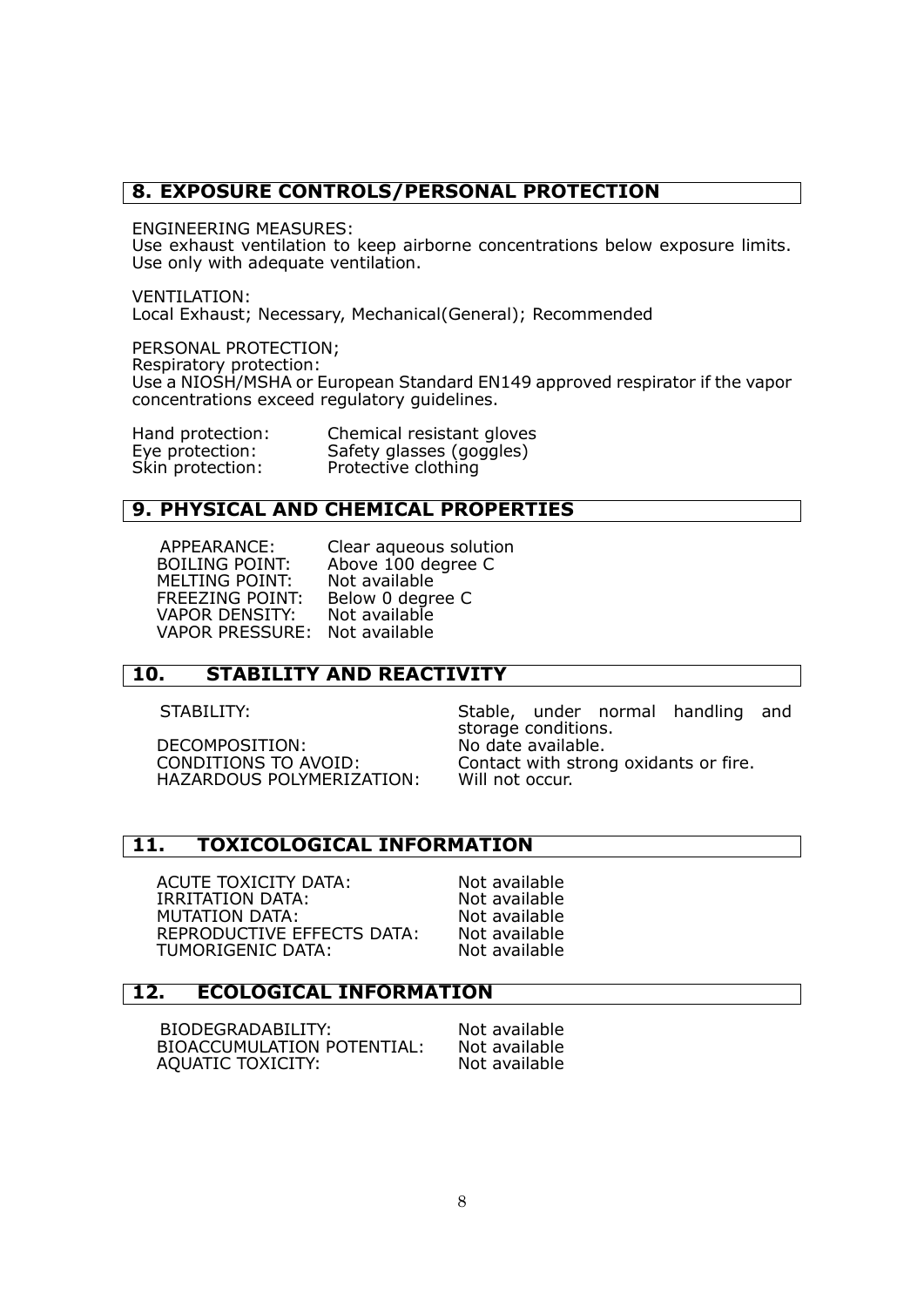## 8. EXPOSURE CONTROLS/PERSONAL PROTECTION

ENGINEERING MEASURES:
Use exhaust ventilation to keep airborne concentrations below exposure limits. Use only with adequate ventilation.

VENTILATION:
Local Exhaust; Necessary, Mechanical(General); Recommended

PERSONAL PROTECTION;
Respiratory protection:
Use a NIOSH/MSHA or European Standard EN149 approved respirator if the vapor concentrations exceed regulatory guidelines.

| | |
|---|---|
| Hand protection: | Chemical resistant gloves |
| Eye protection: | Safety glasses (goggles) |
| Skin protection: | Protective clothing |

## 9. PHYSICAL AND CHEMICAL PROPERTIES

| | |
|---|---|
| APPEARANCE: | Clear aqueous solution |
| BOILING POINT: | Above 100 degree C |
| MELTING POINT: | Not available |
| FREEZING POINT: | Below 0 degree C |
| VAPOR DENSITY: | Not available |
| VAPOR PRESSURE: | Not available |

## 10. STABILITY AND REACTIVITY

| | |
|---|---|
| STABILITY: | Stable, under normal handling and storage conditions. |
| DECOMPOSITION: | No date available. |
| CONDITIONS TO AVOID: | Contact with strong oxidants or fire. |
| HAZARDOUS POLYMERIZATION: | Will not occur. |

## 11. TOXICOLOGICAL INFORMATION

| | |
|---|---|
| ACUTE TOXICITY DATA: | Not available |
| IRRITATION DATA: | Not available |
| MUTATION DATA: | Not available |
| REPRODUCTIVE EFFECTS DATA: | Not available |
| TUMORIGENIC DATA: | Not available |

## 12. ECOLOGICAL INFORMATION

| | |
|---|---|
| BIODEGRADABILITY: | Not available |
| BIOACCUMULATION POTENTIAL: | Not available |
| AQUATIC TOXICITY: | Not available |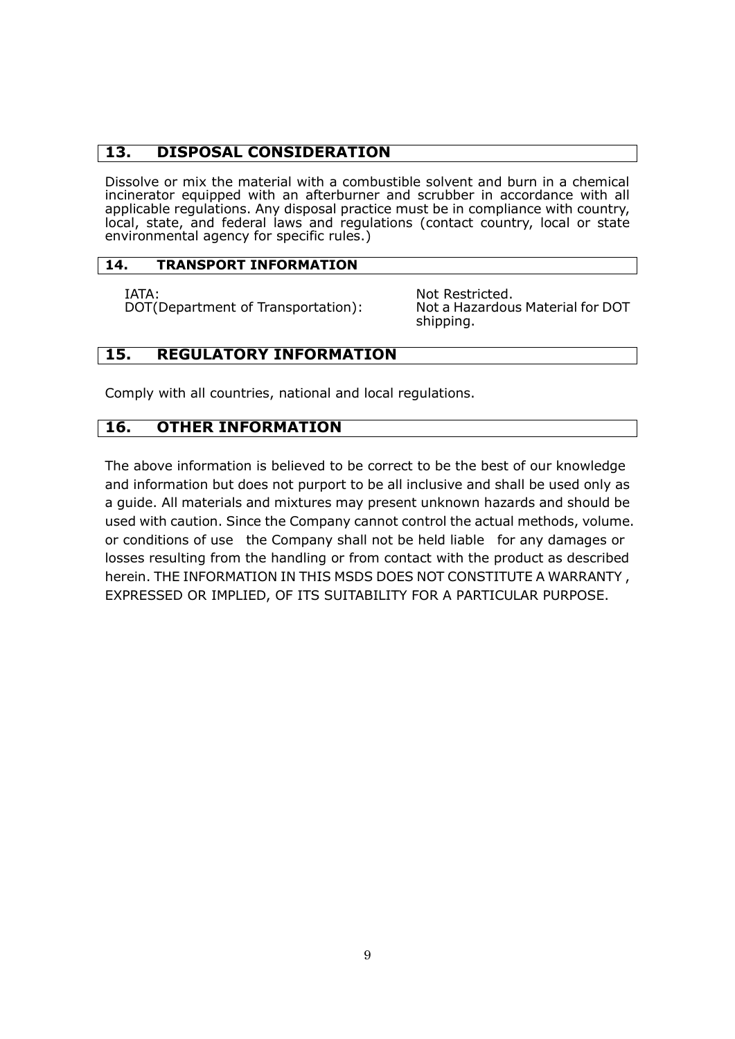## 13. DISPOSAL CONSIDERATION

Dissolve or mix the material with a combustible solvent and burn in a chemical incinerator equipped with an afterburner and scrubber in accordance with all applicable regulations. Any disposal practice must be in compliance with country, local, state, and federal laws and regulations (contact country, local or state environmental agency for specific rules.)

## 14. TRANSPORT INFORMATION

| | |
|---|---|
| IATA: | Not Restricted. |
| DOT(Department of Transportation): | Not a Hazardous Material for DOT shipping. |

## 15. REGULATORY INFORMATION

Comply with all countries, national and local regulations.

## 16. OTHER INFORMATION

The above information is believed to be correct to be the best of our knowledge and information but does not purport to be all inclusive and shall be used only as a guide. All materials and mixtures may present unknown hazards and should be used with caution. Since the Company cannot control the actual methods, volume. or conditions of use the Company shall not be held liable for any damages or losses resulting from the handling or from contact with the product as described herein. THE INFORMATION IN THIS MSDS DOES NOT CONSTITUTE A WARRANTY , EXPRESSED OR IMPLIED, OF ITS SUITABILITY FOR A PARTICULAR PURPOSE.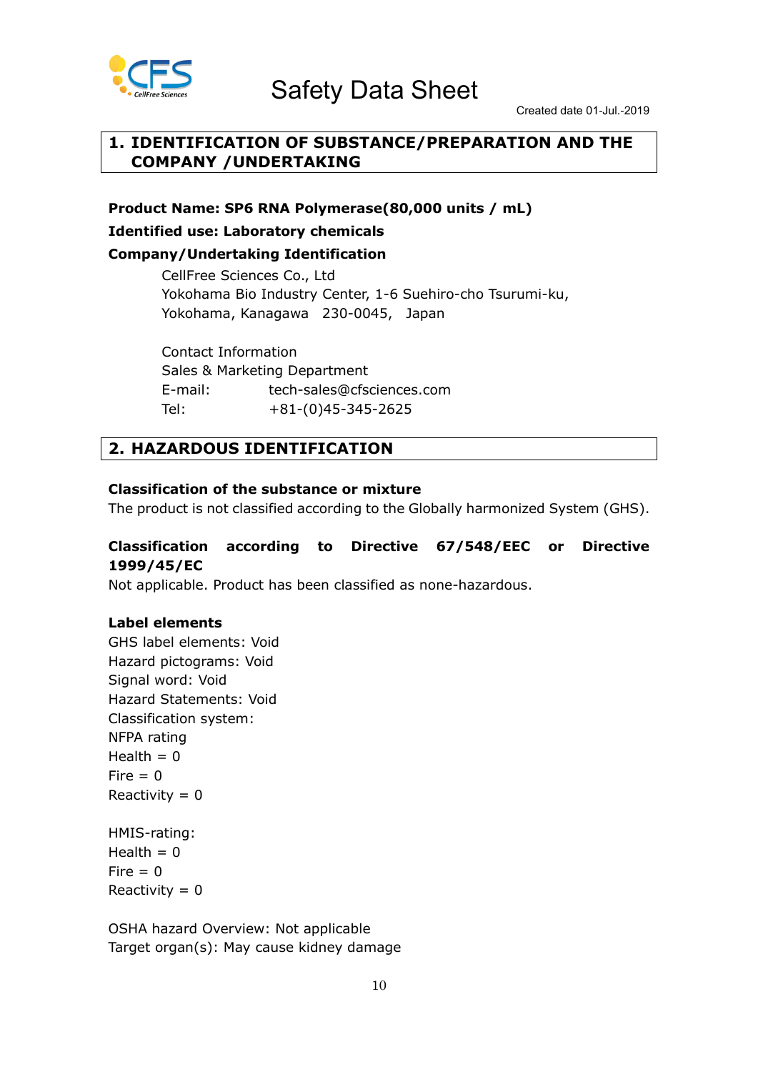# Safety Data Sheet

Created date 01-Jul.-2019

## 1. IDENTIFICATION OF SUBSTANCE/PREPARATION AND THE COMPANY /UNDERTAKING

**Product Name: SP6 RNA Polymerase(80,000 units / mL)**

**Identified use: Laboratory chemicals**

**Company/Undertaking Identification**

CellFree Sciences Co., Ltd
Yokohama Bio Industry Center, 1-6 Suehiro-cho Tsurumi-ku,
Yokohama, Kanagawa 230-0045, Japan

Contact Information
Sales & Marketing Department
E-mail: tech-sales@cfsciences.com
Tel: +81-(0)45-345-2625

## 2. HAZARDOUS IDENTIFICATION

**Classification of the substance or mixture**

The product is not classified according to the Globally harmonized System (GHS).

**Classification according to Directive 67/548/EEC or Directive 1999/45/EC**

Not applicable. Product has been classified as none-hazardous.

**Label elements**

GHS label elements: Void
Hazard pictograms: Void
Signal word: Void
Hazard Statements: Void
Classification system:
NFPA rating
Health = 0
Fire = 0
Reactivity = 0

HMIS-rating:
Health = 0
Fire = 0
Reactivity = 0

OSHA hazard Overview: Not applicable
Target organ(s): May cause kidney damage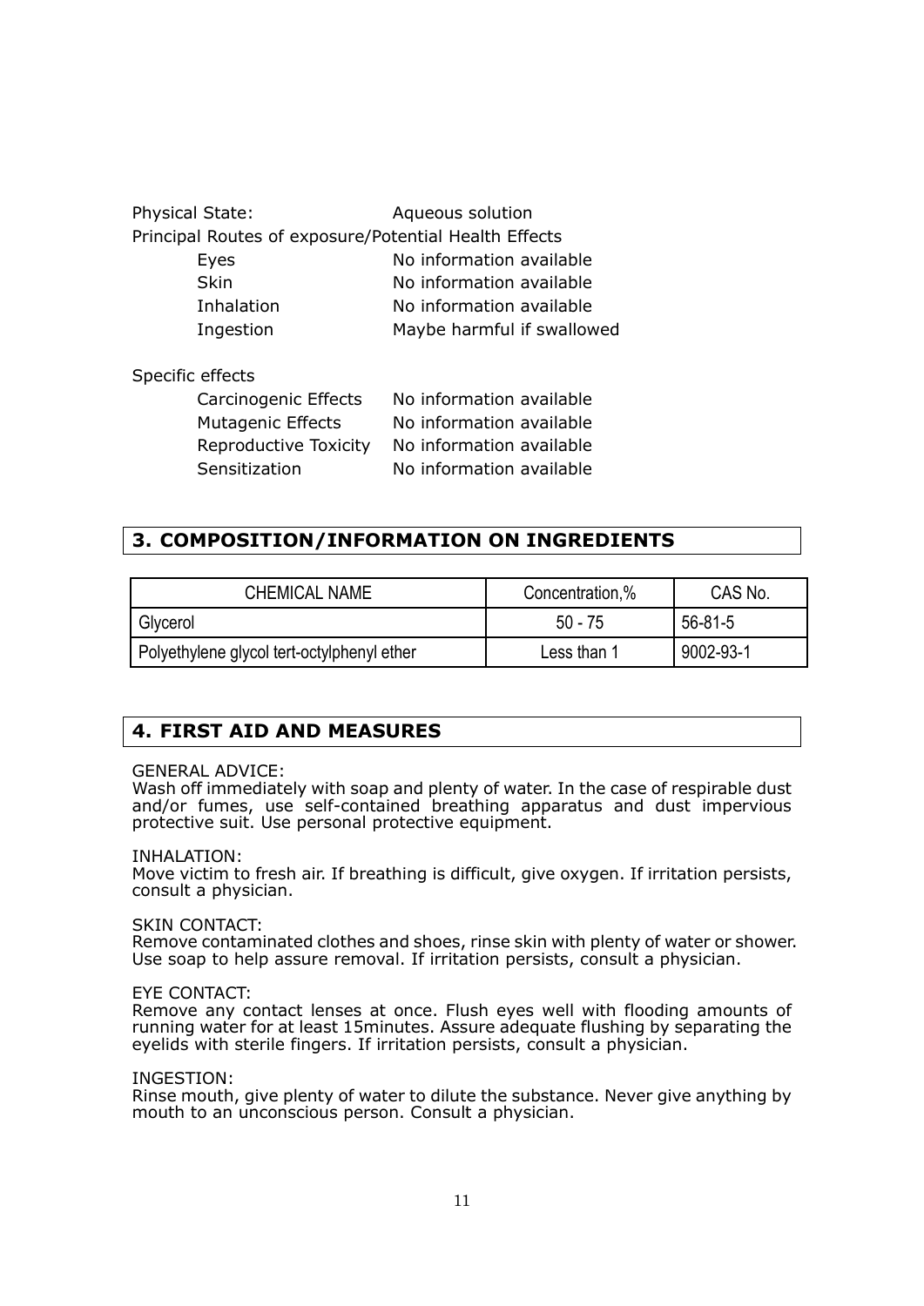Physical State: Aqueous solution

Principal Routes of exposure/Potential Health Effects

| | |
|---|---|
| Eyes | No information available |
| Skin | No information available |
| Inhalation | No information available |
| Ingestion | Maybe harmful if swallowed |

Specific effects

| | |
|---|---|
| Carcinogenic Effects | No information available |
| Mutagenic Effects | No information available |
| Reproductive Toxicity | No information available |
| Sensitization | No information available |

## 3. COMPOSITION/INFORMATION ON INGREDIENTS

| CHEMICAL NAME | Concentration,% | CAS No. |
|---|---|---|
| Glycerol | 50 - 75 | 56-81-5 |
| Polyethylene glycol tert-octylphenyl ether | Less than 1 | 9002-93-1 |

## 4. FIRST AID AND MEASURES

GENERAL ADVICE:
Wash off immediately with soap and plenty of water. In the case of respirable dust and/or fumes, use self-contained breathing apparatus and dust impervious protective suit. Use personal protective equipment.

INHALATION:
Move victim to fresh air. If breathing is difficult, give oxygen. If irritation persists, consult a physician.

SKIN CONTACT:
Remove contaminated clothes and shoes, rinse skin with plenty of water or shower. Use soap to help assure removal. If irritation persists, consult a physician.

EYE CONTACT:
Remove any contact lenses at once. Flush eyes well with flooding amounts of running water for at least 15minutes. Assure adequate flushing by separating the eyelids with sterile fingers. If irritation persists, consult a physician.

INGESTION:
Rinse mouth, give plenty of water to dilute the substance. Never give anything by mouth to an unconscious person. Consult a physician.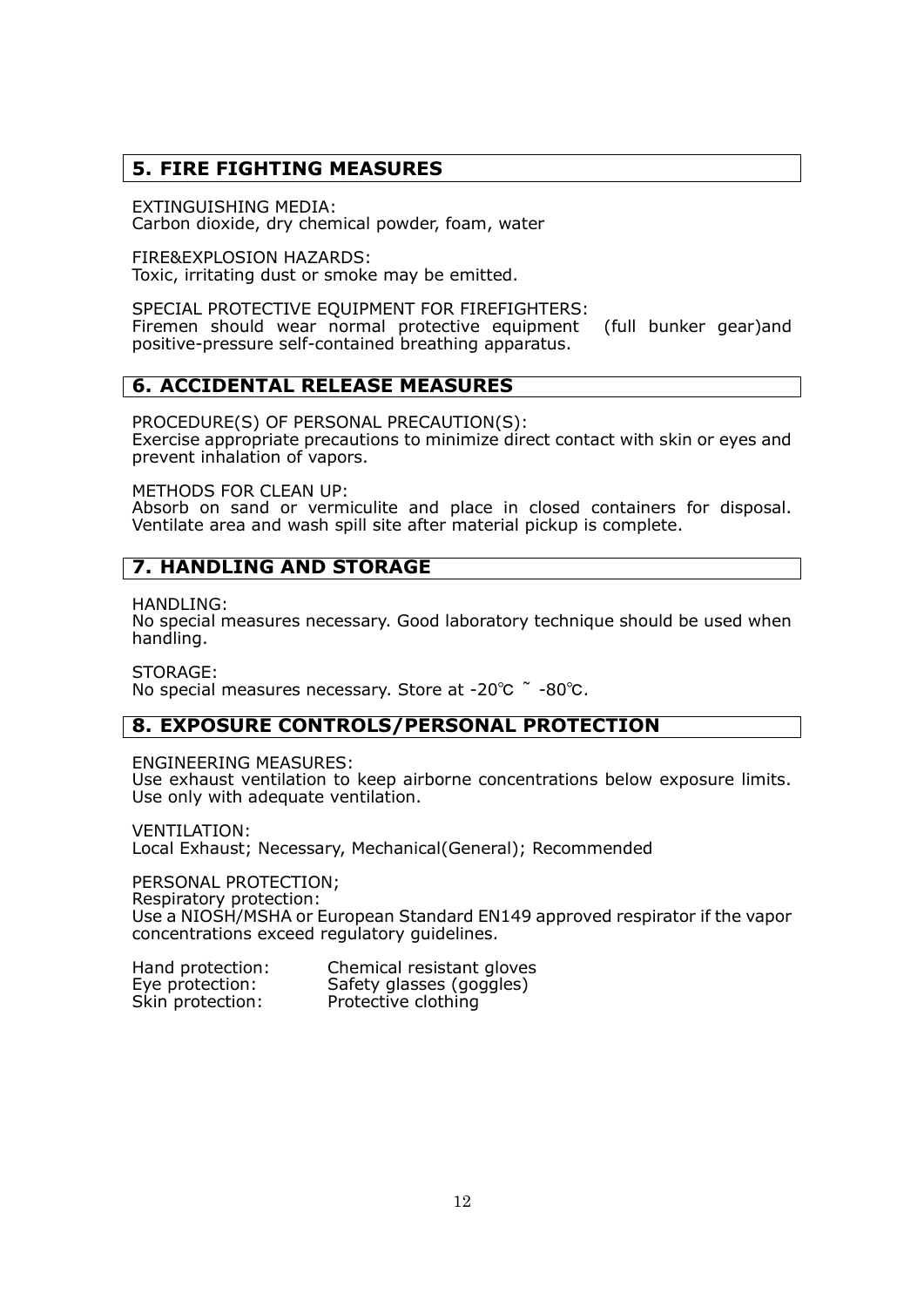## 5. FIRE FIGHTING MEASURES

EXTINGUISHING MEDIA:
Carbon dioxide, dry chemical powder, foam, water

FIRE&EXPLOSION HAZARDS:
Toxic, irritating dust or smoke may be emitted.

SPECIAL PROTECTIVE EQUIPMENT FOR FIREFIGHTERS:
Firemen should wear normal protective equipment (full bunker gear)and positive-pressure self-contained breathing apparatus.

## 6. ACCIDENTAL RELEASE MEASURES

PROCEDURE(S) OF PERSONAL PRECAUTION(S):
Exercise appropriate precautions to minimize direct contact with skin or eyes and prevent inhalation of vapors.

METHODS FOR CLEAN UP:
Absorb on sand or vermiculite and place in closed containers for disposal. Ventilate area and wash spill site after material pickup is complete.

## 7. HANDLING AND STORAGE

HANDLING:
No special measures necessary. Good laboratory technique should be used when handling.

STORAGE:
No special measures necessary. Store at -20℃ ~ -80℃.

## 8. EXPOSURE CONTROLS/PERSONAL PROTECTION

ENGINEERING MEASURES:
Use exhaust ventilation to keep airborne concentrations below exposure limits. Use only with adequate ventilation.

VENTILATION:
Local Exhaust; Necessary, Mechanical(General); Recommended

PERSONAL PROTECTION;
Respiratory protection:
Use a NIOSH/MSHA or European Standard EN149 approved respirator if the vapor concentrations exceed regulatory guidelines.

Hand protection: Chemical resistant gloves
Eye protection: Safety glasses (goggles)
Skin protection: Protective clothing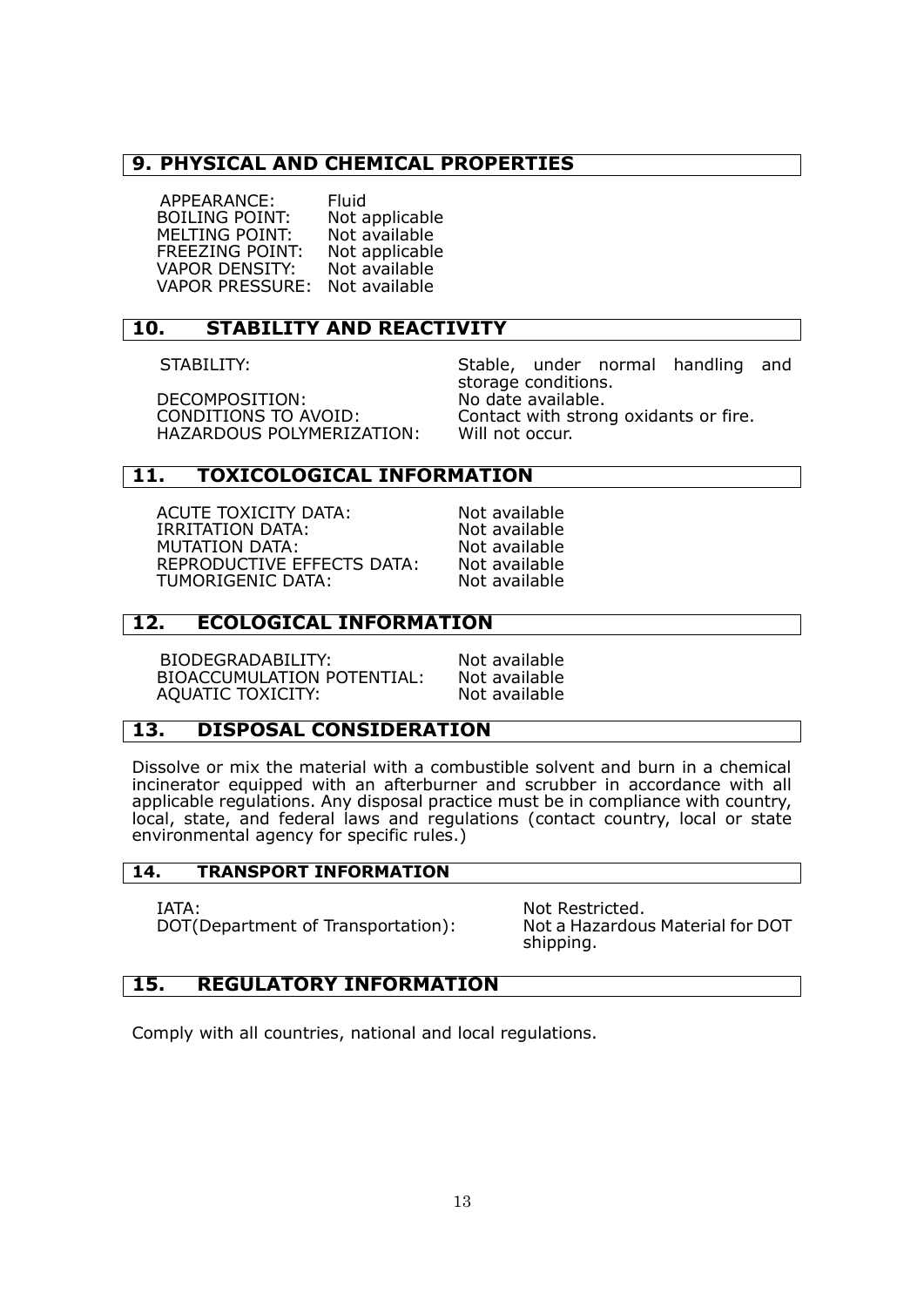## 9. PHYSICAL AND CHEMICAL PROPERTIES

| | |
|---|---|
| APPEARANCE: | Fluid |
| BOILING POINT: | Not applicable |
| MELTING POINT: | Not available |
| FREEZING POINT: | Not applicable |
| VAPOR DENSITY: | Not available |
| VAPOR PRESSURE: | Not available |

## 10. STABILITY AND REACTIVITY

| | |
|---|---|
| STABILITY: | Stable, under normal handling and storage conditions. |
| DECOMPOSITION: | No date available. |
| CONDITIONS TO AVOID: | Contact with strong oxidants or fire. |
| HAZARDOUS POLYMERIZATION: | Will not occur. |

## 11. TOXICOLOGICAL INFORMATION

| | |
|---|---|
| ACUTE TOXICITY DATA: | Not available |
| IRRITATION DATA: | Not available |
| MUTATION DATA: | Not available |
| REPRODUCTIVE EFFECTS DATA: | Not available |
| TUMORIGENIC DATA: | Not available |

## 12. ECOLOGICAL INFORMATION

| | |
|---|---|
| BIODEGRADABILITY: | Not available |
| BIOACCUMULATION POTENTIAL: | Not available |
| AQUATIC TOXICITY: | Not available |

## 13. DISPOSAL CONSIDERATION

Dissolve or mix the material with a combustible solvent and burn in a chemical incinerator equipped with an afterburner and scrubber in accordance with all applicable regulations. Any disposal practice must be in compliance with country, local, state, and federal laws and regulations (contact country, local or state environmental agency for specific rules.)

## 14. TRANSPORT INFORMATION

| | |
|---|---|
| IATA: | Not Restricted. |
| DOT(Department of Transportation): | Not a Hazardous Material for DOT shipping. |

## 15. REGULATORY INFORMATION

Comply with all countries, national and local regulations.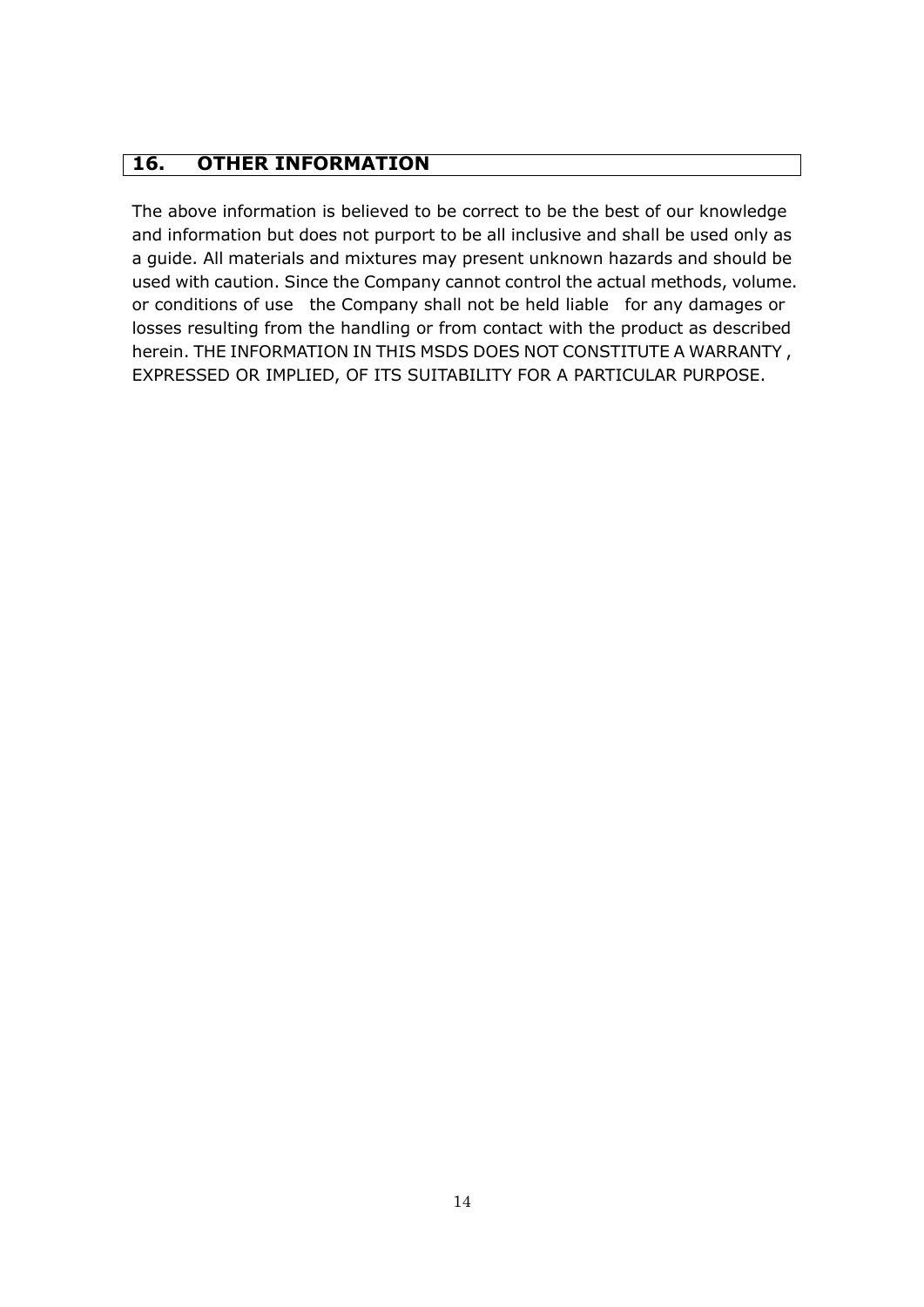## 16. OTHER INFORMATION

The above information is believed to be correct to be the best of our knowledge and information but does not purport to be all inclusive and shall be used only as a guide. All materials and mixtures may present unknown hazards and should be used with caution. Since the Company cannot control the actual methods, volume. or conditions of use the Company shall not be held liable for any damages or losses resulting from the handling or from contact with the product as described herein. THE INFORMATION IN THIS MSDS DOES NOT CONSTITUTE A WARRANTY , EXPRESSED OR IMPLIED, OF ITS SUITABILITY FOR A PARTICULAR PURPOSE.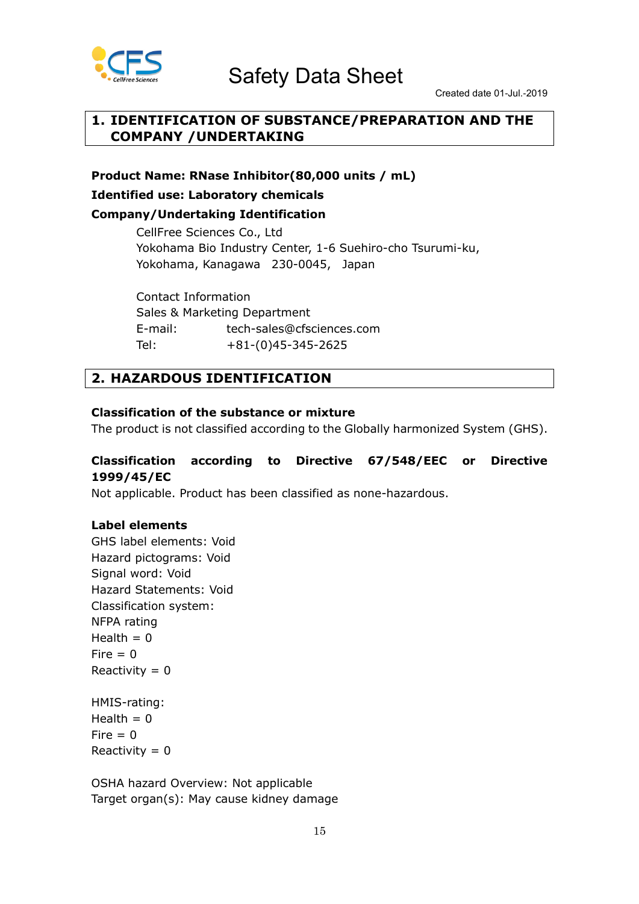# Safety Data Sheet

Created date 01-Jul.-2019

## 1. IDENTIFICATION OF SUBSTANCE/PREPARATION AND THE COMPANY /UNDERTAKING

**Product Name: RNase Inhibitor(80,000 units / mL)**

**Identified use: Laboratory chemicals**

**Company/Undertaking Identification**

CellFree Sciences Co., Ltd
Yokohama Bio Industry Center, 1-6 Suehiro-cho Tsurumi-ku,
Yokohama, Kanagawa 230-0045, Japan

Contact Information
Sales & Marketing Department
E-mail: tech-sales@cfsciences.com
Tel: +81-(0)45-345-2625

## 2. HAZARDOUS IDENTIFICATION

**Classification of the substance or mixture**

The product is not classified according to the Globally harmonized System (GHS).

**Classification according to Directive 67/548/EEC or Directive 1999/45/EC**

Not applicable. Product has been classified as none-hazardous.

**Label elements**

GHS label elements: Void
Hazard pictograms: Void
Signal word: Void
Hazard Statements: Void
Classification system:
NFPA rating
Health = 0
Fire = 0
Reactivity = 0

HMIS-rating:
Health = 0
Fire = 0
Reactivity = 0

OSHA hazard Overview: Not applicable
Target organ(s): May cause kidney damage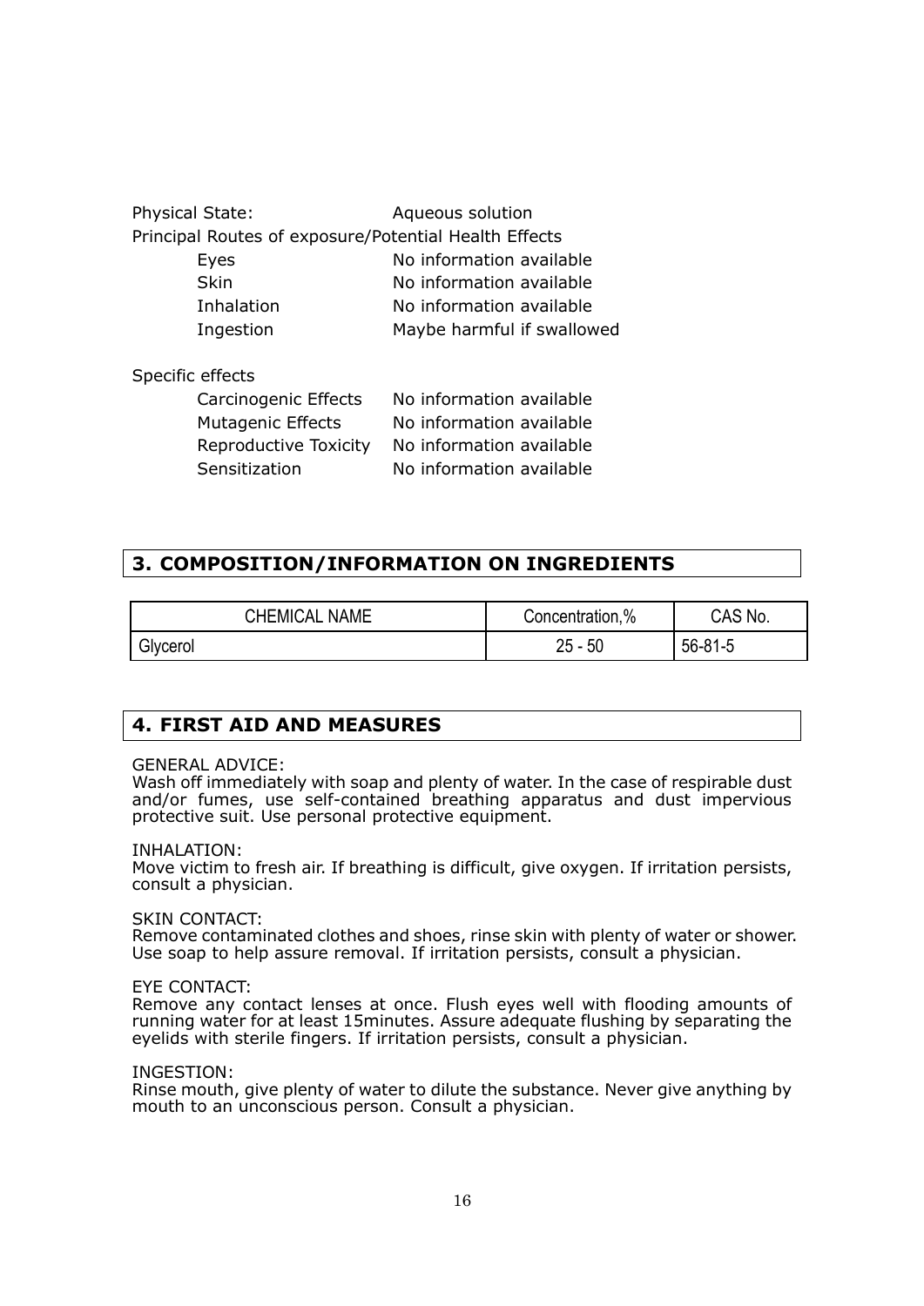Physical State: Aqueous solution

Principal Routes of exposure/Potential Health Effects

| | |
|---|---|
| Eyes | No information available |
| Skin | No information available |
| Inhalation | No information available |
| Ingestion | Maybe harmful if swallowed |

Specific effects

| | |
|---|---|
| Carcinogenic Effects | No information available |
| Mutagenic Effects | No information available |
| Reproductive Toxicity | No information available |
| Sensitization | No information available |

## 3. COMPOSITION/INFORMATION ON INGREDIENTS

| CHEMICAL NAME | Concentration,% | CAS No. |
|---|---|---|
| Glycerol | 25 - 50 | 56-81-5 |

## 4. FIRST AID AND MEASURES

GENERAL ADVICE:
Wash off immediately with soap and plenty of water. In the case of respirable dust and/or fumes, use self-contained breathing apparatus and dust impervious protective suit. Use personal protective equipment.

INHALATION:
Move victim to fresh air. If breathing is difficult, give oxygen. If irritation persists, consult a physician.

SKIN CONTACT:
Remove contaminated clothes and shoes, rinse skin with plenty of water or shower. Use soap to help assure removal. If irritation persists, consult a physician.

EYE CONTACT:
Remove any contact lenses at once. Flush eyes well with flooding amounts of running water for at least 15minutes. Assure adequate flushing by separating the eyelids with sterile fingers. If irritation persists, consult a physician.

INGESTION:
Rinse mouth, give plenty of water to dilute the substance. Never give anything by mouth to an unconscious person. Consult a physician.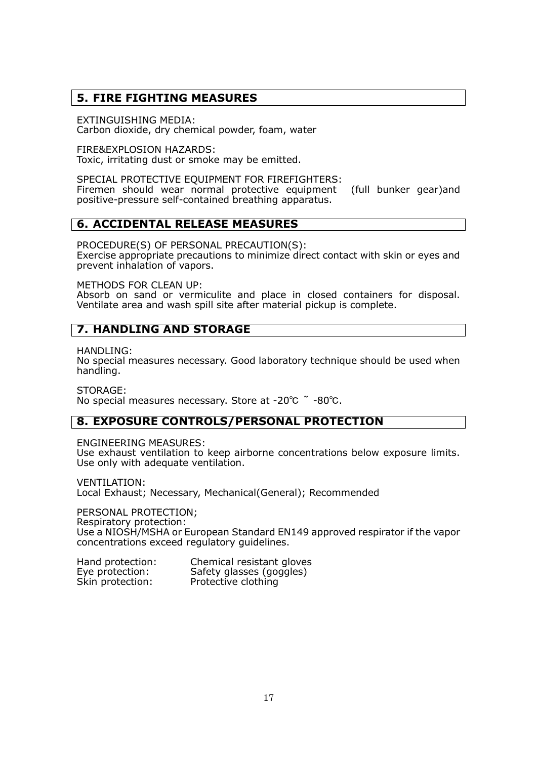## 5. FIRE FIGHTING MEASURES

EXTINGUISHING MEDIA:
Carbon dioxide, dry chemical powder, foam, water

FIRE&EXPLOSION HAZARDS:
Toxic, irritating dust or smoke may be emitted.

SPECIAL PROTECTIVE EQUIPMENT FOR FIREFIGHTERS:
Firemen should wear normal protective equipment (full bunker gear)and positive-pressure self-contained breathing apparatus.

## 6. ACCIDENTAL RELEASE MEASURES

PROCEDURE(S) OF PERSONAL PRECAUTION(S):
Exercise appropriate precautions to minimize direct contact with skin or eyes and prevent inhalation of vapors.

METHODS FOR CLEAN UP:
Absorb on sand or vermiculite and place in closed containers for disposal. Ventilate area and wash spill site after material pickup is complete.

## 7. HANDLING AND STORAGE

HANDLING:
No special measures necessary. Good laboratory technique should be used when handling.

STORAGE:
No special measures necessary. Store at -20℃ ~ -80℃.

## 8. EXPOSURE CONTROLS/PERSONAL PROTECTION

ENGINEERING MEASURES:
Use exhaust ventilation to keep airborne concentrations below exposure limits. Use only with adequate ventilation.

VENTILATION:
Local Exhaust; Necessary, Mechanical(General); Recommended

PERSONAL PROTECTION;
Respiratory protection:
Use a NIOSH/MSHA or European Standard EN149 approved respirator if the vapor concentrations exceed regulatory guidelines.

Hand protection: Chemical resistant gloves
Eye protection: Safety glasses (goggles)
Skin protection: Protective clothing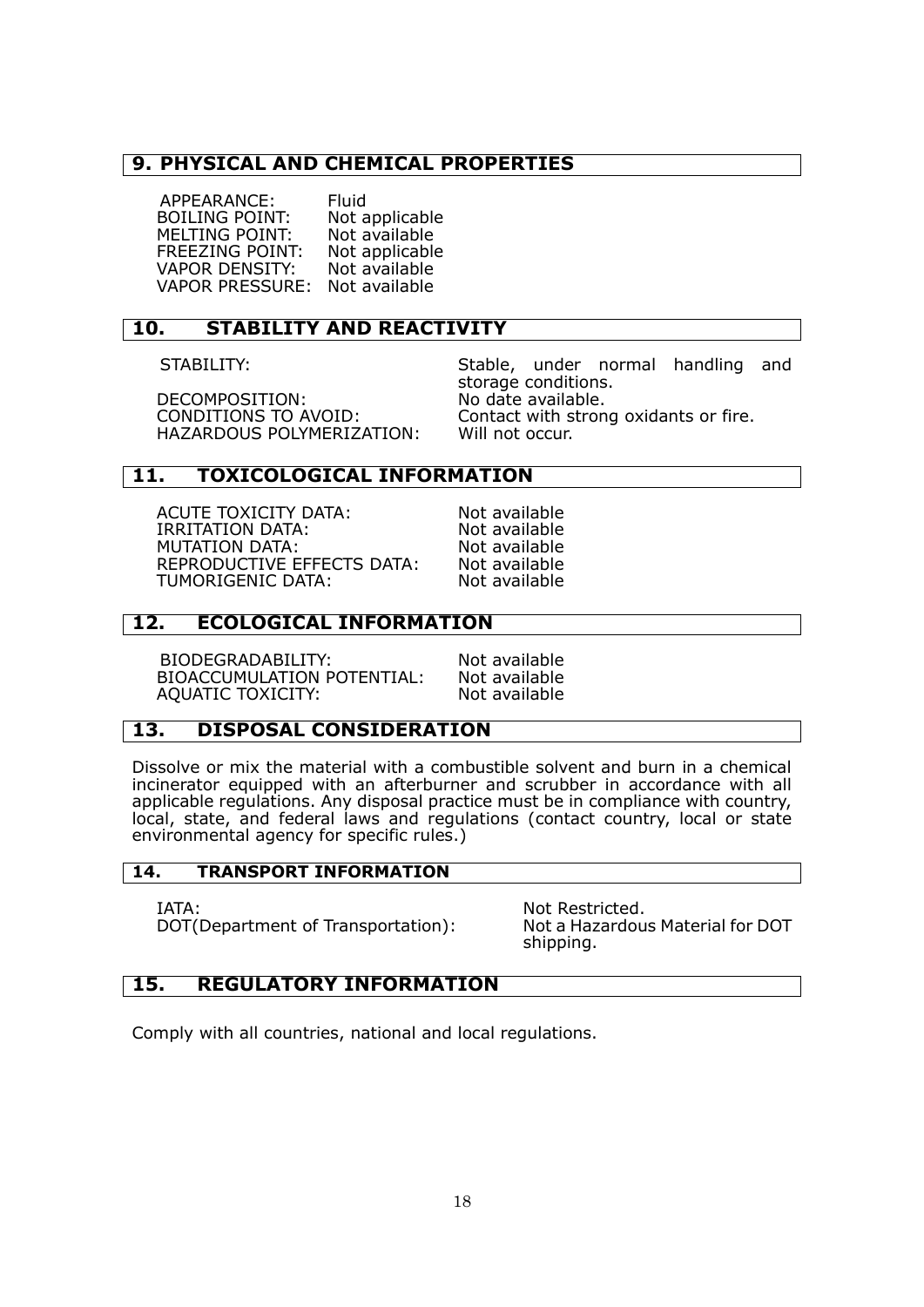## 9. PHYSICAL AND CHEMICAL PROPERTIES

APPEARANCE: Fluid
BOILING POINT: Not applicable
MELTING POINT: Not available
FREEZING POINT: Not applicable
VAPOR DENSITY: Not available
VAPOR PRESSURE: Not available

## 10. STABILITY AND REACTIVITY

STABILITY: Stable, under normal handling and storage conditions.
DECOMPOSITION: No date available.
CONDITIONS TO AVOID: Contact with strong oxidants or fire.
HAZARDOUS POLYMERIZATION: Will not occur.

## 11. TOXICOLOGICAL INFORMATION

ACUTE TOXICITY DATA: Not available
IRRITATION DATA: Not available
MUTATION DATA: Not available
REPRODUCTIVE EFFECTS DATA: Not available
TUMORIGENIC DATA: Not available

## 12. ECOLOGICAL INFORMATION

BIODEGRADABILITY: Not available
BIOACCUMULATION POTENTIAL: Not available
AQUATIC TOXICITY: Not available

## 13. DISPOSAL CONSIDERATION

Dissolve or mix the material with a combustible solvent and burn in a chemical incinerator equipped with an afterburner and scrubber in accordance with all applicable regulations. Any disposal practice must be in compliance with country, local, state, and federal laws and regulations (contact country, local or state environmental agency for specific rules.)

## 14. TRANSPORT INFORMATION

IATA: Not Restricted.
DOT(Department of Transportation): Not a Hazardous Material for DOT shipping.

## 15. REGULATORY INFORMATION

Comply with all countries, national and local regulations.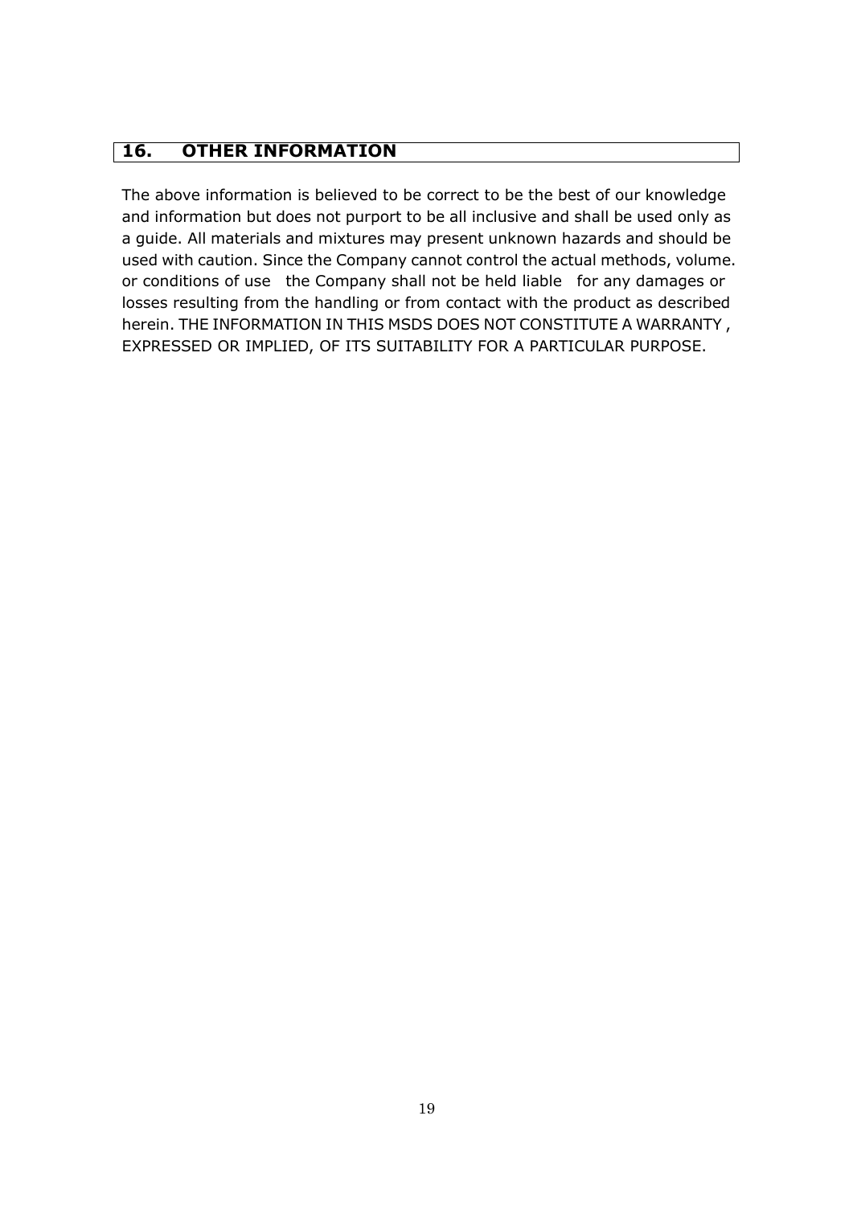## 16. OTHER INFORMATION

The above information is believed to be correct to be the best of our knowledge and information but does not purport to be all inclusive and shall be used only as a guide. All materials and mixtures may present unknown hazards and should be used with caution. Since the Company cannot control the actual methods, volume. or conditions of use the Company shall not be held liable for any damages or losses resulting from the handling or from contact with the product as described herein. THE INFORMATION IN THIS MSDS DOES NOT CONSTITUTE A WARRANTY , EXPRESSED OR IMPLIED, OF ITS SUITABILITY FOR A PARTICULAR PURPOSE.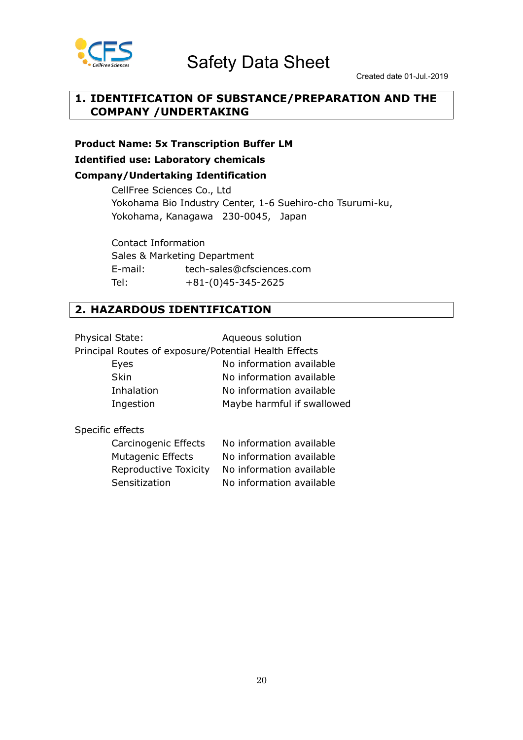# Safety Data Sheet

Created date 01-Jul.-2019

## 1. IDENTIFICATION OF SUBSTANCE/PREPARATION AND THE COMPANY /UNDERTAKING

**Product Name: 5x Transcription Buffer LM**

**Identified use: Laboratory chemicals**

**Company/Undertaking Identification**

CellFree Sciences Co., Ltd
Yokohama Bio Industry Center, 1-6 Suehiro-cho Tsurumi-ku,
Yokohama, Kanagawa 230-0045, Japan

Contact Information
Sales & Marketing Department
E-mail: tech-sales@cfsciences.com
Tel: +81-(0)45-345-2625

## 2. HAZARDOUS IDENTIFICATION

Physical State: Aqueous solution

Principal Routes of exposure/Potential Health Effects

| | |
|---|---|
| Eyes | No information available |
| Skin | No information available |
| Inhalation | No information available |
| Ingestion | Maybe harmful if swallowed |

Specific effects

| | |
|---|---|
| Carcinogenic Effects | No information available |
| Mutagenic Effects | No information available |
| Reproductive Toxicity | No information available |
| Sensitization | No information available |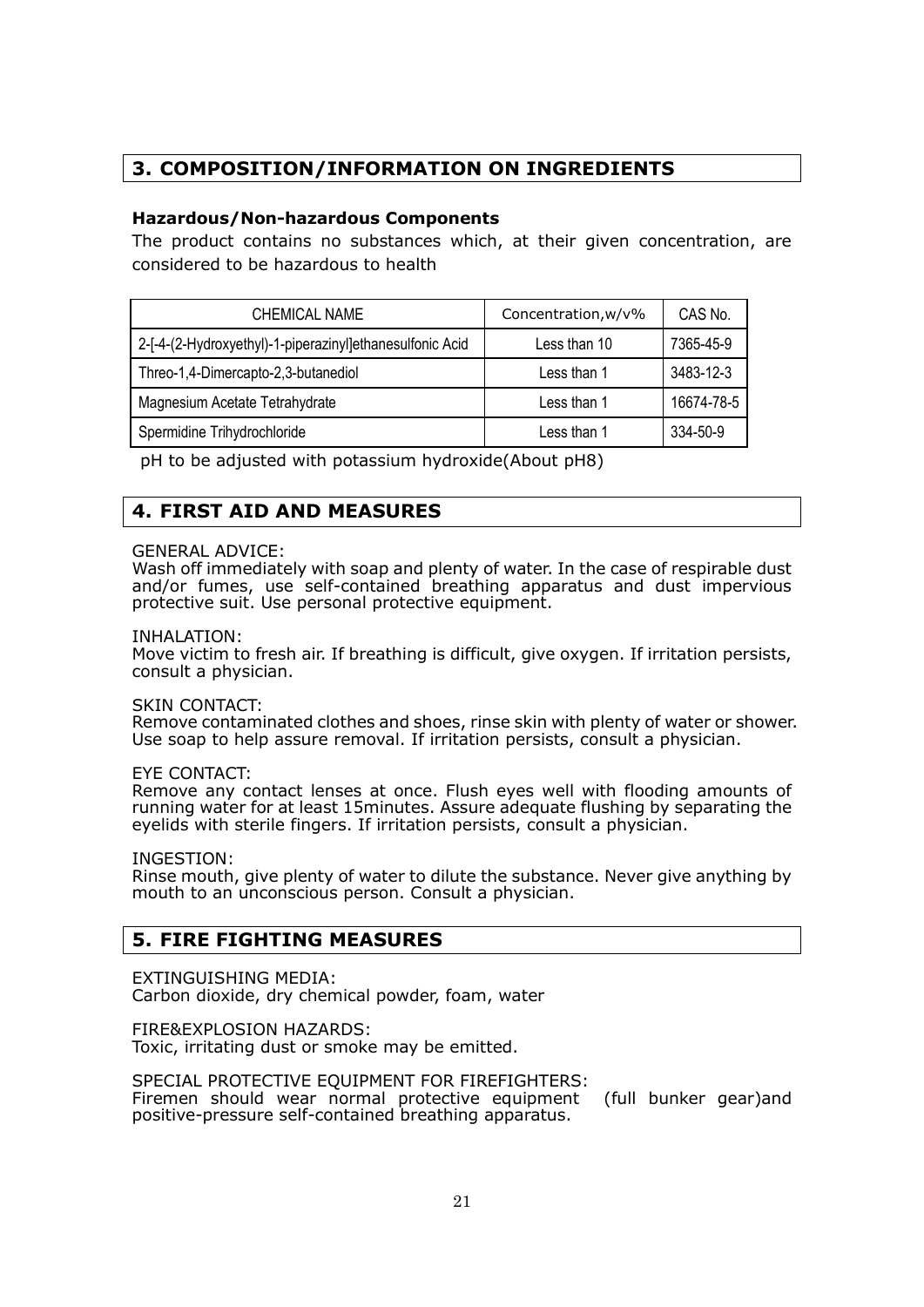## 3. COMPOSITION/INFORMATION ON INGREDIENTS

**Hazardous/Non-hazardous Components**

The product contains no substances which, at their given concentration, are considered to be hazardous to health

| CHEMICAL NAME | Concentration,w/v% | CAS No. |
|---|---|---|
| 2-[-4-(2-Hydroxyethyl)-1-piperazinyl]ethanesulfonic Acid | Less than 10 | 7365-45-9 |
| Threo-1,4-Dimercapto-2,3-butanediol | Less than 1 | 3483-12-3 |
| Magnesium Acetate Tetrahydrate | Less than 1 | 16674-78-5 |
| Spermidine Trihydrochloride | Less than 1 | 334-50-9 |

pH to be adjusted with potassium hydroxide(About pH8)

## 4. FIRST AID AND MEASURES

GENERAL ADVICE:
Wash off immediately with soap and plenty of water. In the case of respirable dust and/or fumes, use self-contained breathing apparatus and dust impervious protective suit. Use personal protective equipment.

INHALATION:
Move victim to fresh air. If breathing is difficult, give oxygen. If irritation persists, consult a physician.

SKIN CONTACT:
Remove contaminated clothes and shoes, rinse skin with plenty of water or shower. Use soap to help assure removal. If irritation persists, consult a physician.

EYE CONTACT:
Remove any contact lenses at once. Flush eyes well with flooding amounts of running water for at least 15minutes. Assure adequate flushing by separating the eyelids with sterile fingers. If irritation persists, consult a physician.

INGESTION:
Rinse mouth, give plenty of water to dilute the substance. Never give anything by mouth to an unconscious person. Consult a physician.

## 5. FIRE FIGHTING MEASURES

EXTINGUISHING MEDIA:
Carbon dioxide, dry chemical powder, foam, water

FIRE&EXPLOSION HAZARDS:
Toxic, irritating dust or smoke may be emitted.

SPECIAL PROTECTIVE EQUIPMENT FOR FIREFIGHTERS:
Firemen should wear normal protective equipment (full bunker gear)and positive-pressure self-contained breathing apparatus.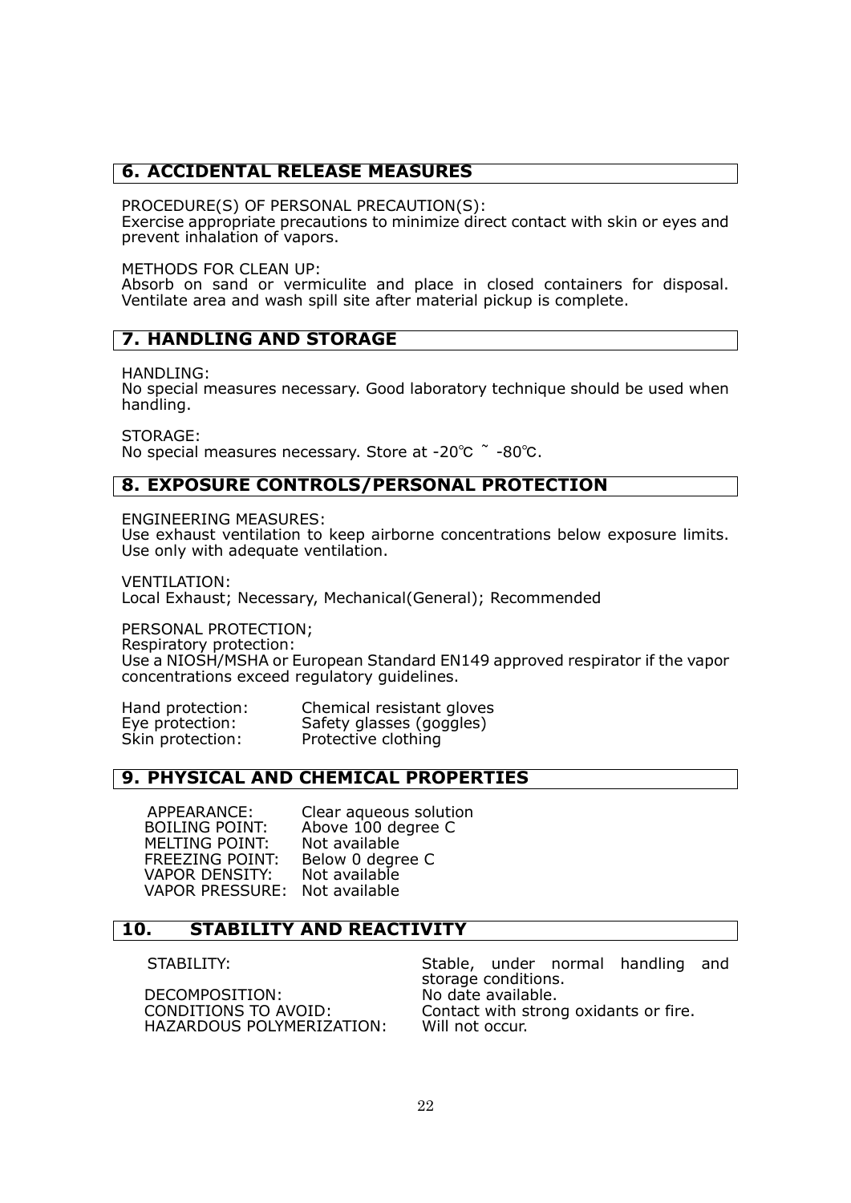## 6. ACCIDENTAL RELEASE MEASURES

PROCEDURE(S) OF PERSONAL PRECAUTION(S):
Exercise appropriate precautions to minimize direct contact with skin or eyes and prevent inhalation of vapors.

METHODS FOR CLEAN UP:
Absorb on sand or vermiculite and place in closed containers for disposal. Ventilate area and wash spill site after material pickup is complete.

## 7. HANDLING AND STORAGE

HANDLING:
No special measures necessary. Good laboratory technique should be used when handling.

STORAGE:
No special measures necessary. Store at -20℃ ˜ -80℃.

## 8. EXPOSURE CONTROLS/PERSONAL PROTECTION

ENGINEERING MEASURES:
Use exhaust ventilation to keep airborne concentrations below exposure limits. Use only with adequate ventilation.

VENTILATION:
Local Exhaust; Necessary, Mechanical(General); Recommended

PERSONAL PROTECTION;
Respiratory protection:
Use a NIOSH/MSHA or European Standard EN149 approved respirator if the vapor concentrations exceed regulatory guidelines.

Hand protection: Chemical resistant gloves
Eye protection: Safety glasses (goggles)
Skin protection: Protective clothing

## 9. PHYSICAL AND CHEMICAL PROPERTIES

APPEARANCE: Clear aqueous solution
BOILING POINT: Above 100 degree C
MELTING POINT: Not available
FREEZING POINT: Below 0 degree C
VAPOR DENSITY: Not available
VAPOR PRESSURE: Not available

## 10. STABILITY AND REACTIVITY

STABILITY: Stable, under normal handling and storage conditions.
DECOMPOSITION: No date available.
CONDITIONS TO AVOID: Contact with strong oxidants or fire.
HAZARDOUS POLYMERIZATION: Will not occur.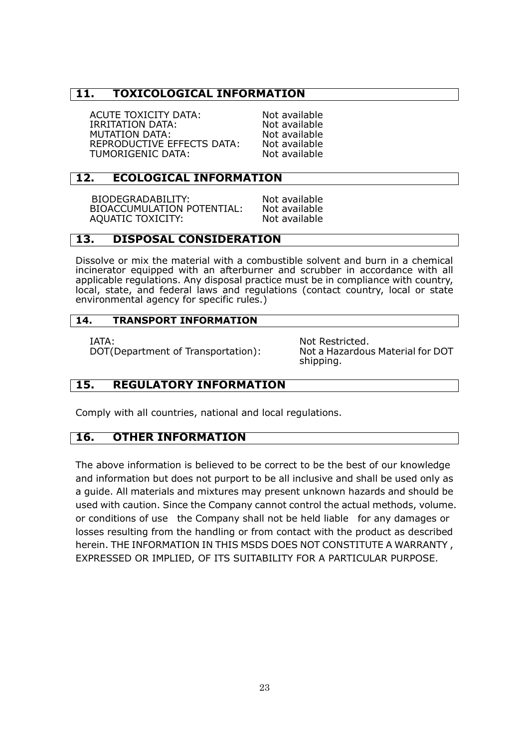## 11. TOXICOLOGICAL INFORMATION

ACUTE TOXICITY DATA: Not available
IRRITATION DATA: Not available
MUTATION DATA: Not available
REPRODUCTIVE EFFECTS DATA: Not available
TUMORIGENIC DATA: Not available

## 12. ECOLOGICAL INFORMATION

BIODEGRADABILITY: Not available
BIOACCUMULATION POTENTIAL: Not available
AQUATIC TOXICITY: Not available

## 13. DISPOSAL CONSIDERATION

Dissolve or mix the material with a combustible solvent and burn in a chemical incinerator equipped with an afterburner and scrubber in accordance with all applicable regulations. Any disposal practice must be in compliance with country, local, state, and federal laws and regulations (contact country, local or state environmental agency for specific rules.)

## 14. TRANSPORT INFORMATION

IATA: Not Restricted.
DOT(Department of Transportation): Not a Hazardous Material for DOT shipping.

## 15. REGULATORY INFORMATION

Comply with all countries, national and local regulations.

## 16. OTHER INFORMATION

The above information is believed to be correct to be the best of our knowledge and information but does not purport to be all inclusive and shall be used only as a guide. All materials and mixtures may present unknown hazards and should be used with caution. Since the Company cannot control the actual methods, volume. or conditions of use the Company shall not be held liable for any damages or losses resulting from the handling or from contact with the product as described herein. THE INFORMATION IN THIS MSDS DOES NOT CONSTITUTE A WARRANTY , EXPRESSED OR IMPLIED, OF ITS SUITABILITY FOR A PARTICULAR PURPOSE.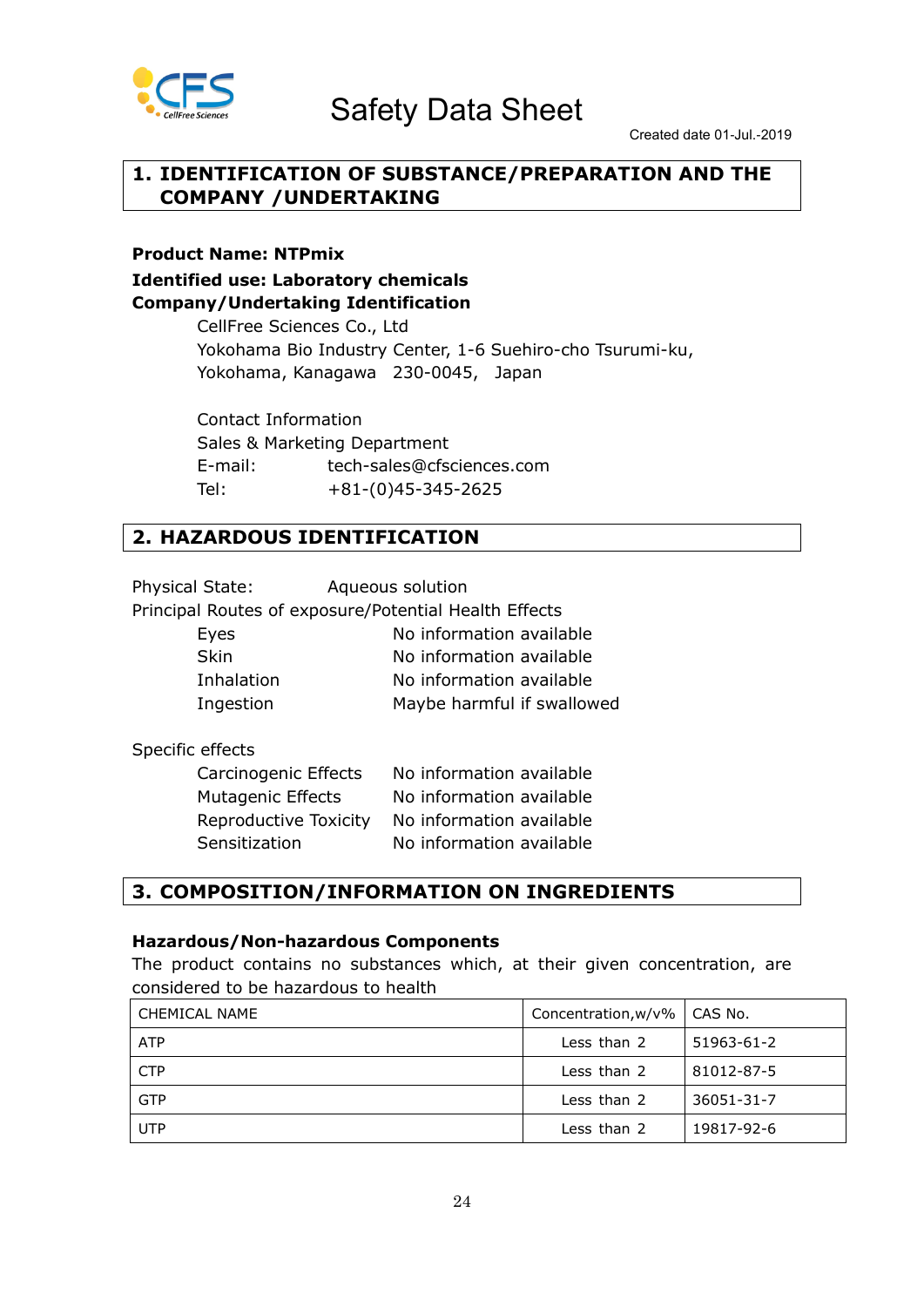# Safety Data Sheet

Created date 01-Jul.-2019

## 1. IDENTIFICATION OF SUBSTANCE/PREPARATION AND THE COMPANY /UNDERTAKING

**Product Name: NTPmix**

**Identified use: Laboratory chemicals**

**Company/Undertaking Identification**

CellFree Sciences Co., Ltd
Yokohama Bio Industry Center, 1-6 Suehiro-cho Tsurumi-ku,
Yokohama, Kanagawa 230-0045, Japan

Contact Information
Sales & Marketing Department
E-mail: tech-sales@cfsciences.com
Tel: +81-(0)45-345-2625

## 2. HAZARDOUS IDENTIFICATION

Physical State: Aqueous solution

Principal Routes of exposure/Potential Health Effects

- Eyes: No information available
- Skin: No information available
- Inhalation: No information available
- Ingestion: Maybe harmful if swallowed

Specific effects

- Carcinogenic Effects: No information available
- Mutagenic Effects: No information available
- Reproductive Toxicity: No information available
- Sensitization: No information available

## 3. COMPOSITION/INFORMATION ON INGREDIENTS

**Hazardous/Non-hazardous Components**

The product contains no substances which, at their given concentration, are considered to be hazardous to health

| CHEMICAL NAME | Concentration,w/v% | CAS No. |
|---|---|---|
| ATP | Less than 2 | 51963-61-2 |
| CTP | Less than 2 | 81012-87-5 |
| GTP | Less than 2 | 36051-31-7 |
| UTP | Less than 2 | 19817-92-6 |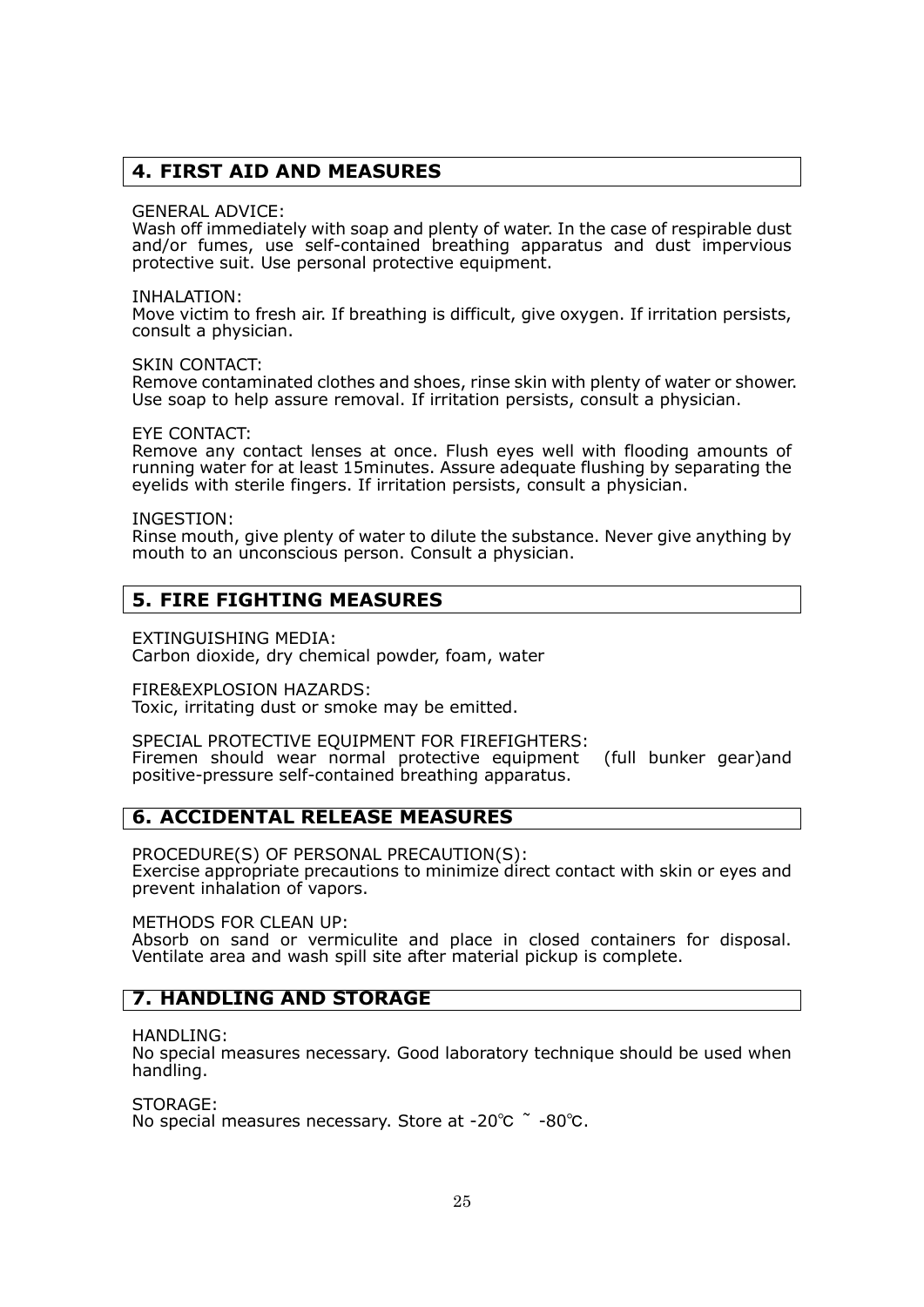## 4. FIRST AID AND MEASURES

GENERAL ADVICE:
Wash off immediately with soap and plenty of water. In the case of respirable dust and/or fumes, use self-contained breathing apparatus and dust impervious protective suit. Use personal protective equipment.

INHALATION:
Move victim to fresh air. If breathing is difficult, give oxygen. If irritation persists, consult a physician.

SKIN CONTACT:
Remove contaminated clothes and shoes, rinse skin with plenty of water or shower. Use soap to help assure removal. If irritation persists, consult a physician.

EYE CONTACT:
Remove any contact lenses at once. Flush eyes well with flooding amounts of running water for at least 15minutes. Assure adequate flushing by separating the eyelids with sterile fingers. If irritation persists, consult a physician.

INGESTION:
Rinse mouth, give plenty of water to dilute the substance. Never give anything by mouth to an unconscious person. Consult a physician.

## 5. FIRE FIGHTING MEASURES

EXTINGUISHING MEDIA:
Carbon dioxide, dry chemical powder, foam, water

FIRE&EXPLOSION HAZARDS:
Toxic, irritating dust or smoke may be emitted.

SPECIAL PROTECTIVE EQUIPMENT FOR FIREFIGHTERS:
Firemen should wear normal protective equipment (full bunker gear)and positive-pressure self-contained breathing apparatus.

## 6. ACCIDENTAL RELEASE MEASURES

PROCEDURE(S) OF PERSONAL PRECAUTION(S):
Exercise appropriate precautions to minimize direct contact with skin or eyes and prevent inhalation of vapors.

METHODS FOR CLEAN UP:
Absorb on sand or vermiculite and place in closed containers for disposal. Ventilate area and wash spill site after material pickup is complete.

## 7. HANDLING AND STORAGE

HANDLING:
No special measures necessary. Good laboratory technique should be used when handling.

STORAGE:
No special measures necessary. Store at -20℃ ~ -80℃.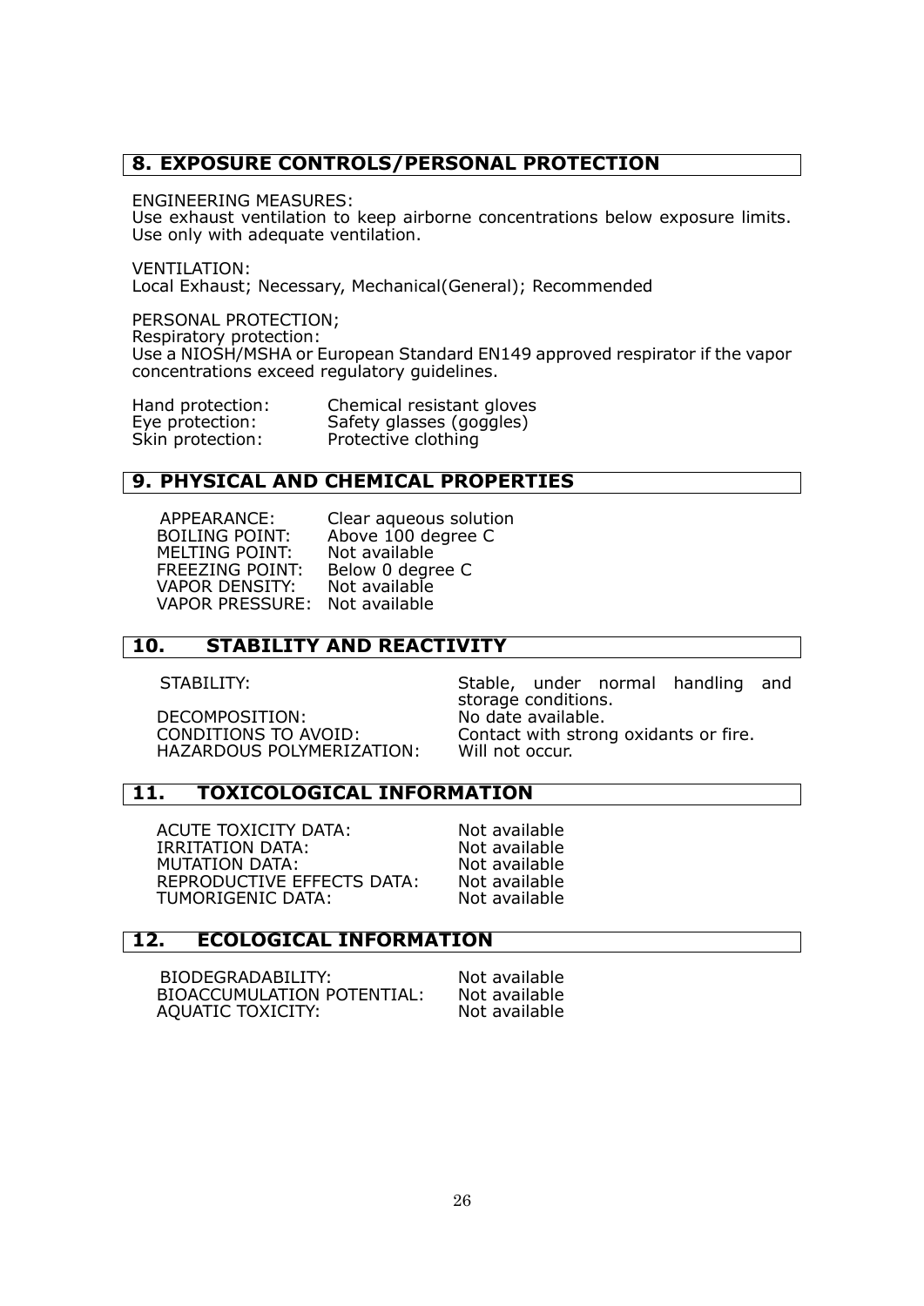## 8. EXPOSURE CONTROLS/PERSONAL PROTECTION

ENGINEERING MEASURES:
Use exhaust ventilation to keep airborne concentrations below exposure limits. Use only with adequate ventilation.

VENTILATION:
Local Exhaust; Necessary, Mechanical(General); Recommended

PERSONAL PROTECTION;
Respiratory protection:
Use a NIOSH/MSHA or European Standard EN149 approved respirator if the vapor concentrations exceed regulatory guidelines.

| | |
|---|---|
| Hand protection: | Chemical resistant gloves |
| Eye protection: | Safety glasses (goggles) |
| Skin protection: | Protective clothing |

## 9. PHYSICAL AND CHEMICAL PROPERTIES

| | |
|---|---|
| APPEARANCE: | Clear aqueous solution |
| BOILING POINT: | Above 100 degree C |
| MELTING POINT: | Not available |
| FREEZING POINT: | Below 0 degree C |
| VAPOR DENSITY: | Not available |
| VAPOR PRESSURE: | Not available |

## 10. STABILITY AND REACTIVITY

| | |
|---|---|
| STABILITY: | Stable, under normal handling and storage conditions. |
| DECOMPOSITION: | No date available. |
| CONDITIONS TO AVOID: | Contact with strong oxidants or fire. |
| HAZARDOUS POLYMERIZATION: | Will not occur. |

## 11. TOXICOLOGICAL INFORMATION

| | |
|---|---|
| ACUTE TOXICITY DATA: | Not available |
| IRRITATION DATA: | Not available |
| MUTATION DATA: | Not available |
| REPRODUCTIVE EFFECTS DATA: | Not available |
| TUMORIGENIC DATA: | Not available |

## 12. ECOLOGICAL INFORMATION

| | |
|---|---|
| BIODEGRADABILITY: | Not available |
| BIOACCUMULATION POTENTIAL: | Not available |
| AQUATIC TOXICITY: | Not available |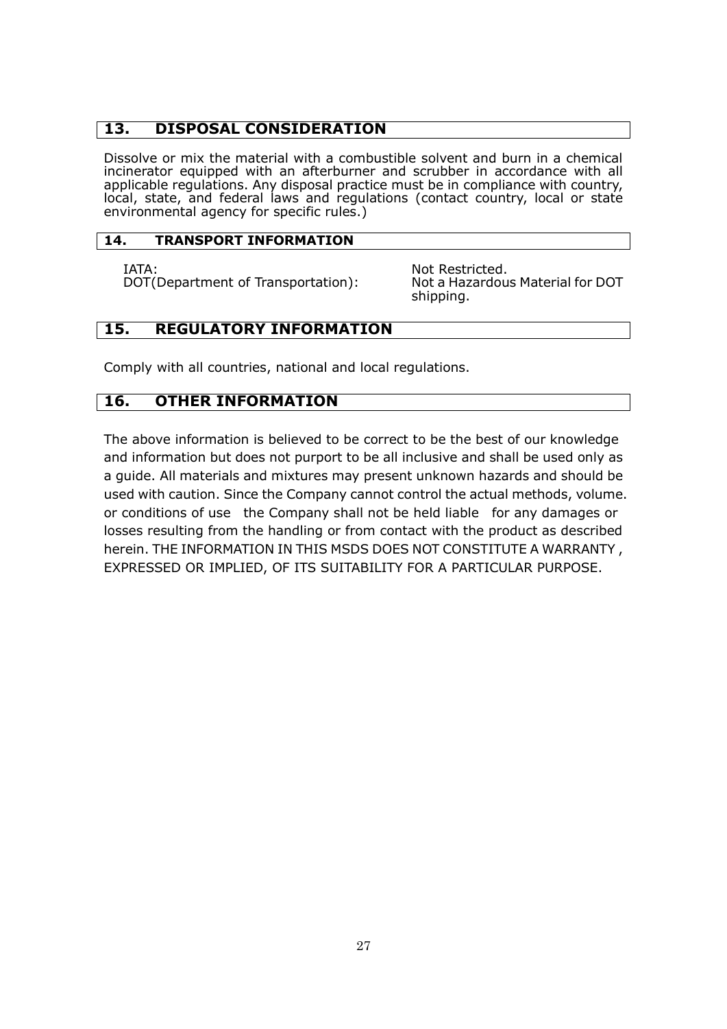## 13. DISPOSAL CONSIDERATION

Dissolve or mix the material with a combustible solvent and burn in a chemical incinerator equipped with an afterburner and scrubber in accordance with all applicable regulations. Any disposal practice must be in compliance with country, local, state, and federal laws and regulations (contact country, local or state environmental agency for specific rules.)

## 14. TRANSPORT INFORMATION

IATA: Not Restricted.
DOT(Department of Transportation): Not a Hazardous Material for DOT shipping.

## 15. REGULATORY INFORMATION

Comply with all countries, national and local regulations.

## 16. OTHER INFORMATION

The above information is believed to be correct to be the best of our knowledge and information but does not purport to be all inclusive and shall be used only as a guide. All materials and mixtures may present unknown hazards and should be used with caution. Since the Company cannot control the actual methods, volume. or conditions of use the Company shall not be held liable for any damages or losses resulting from the handling or from contact with the product as described herein. THE INFORMATION IN THIS MSDS DOES NOT CONSTITUTE A WARRANTY , EXPRESSED OR IMPLIED, OF ITS SUITABILITY FOR A PARTICULAR PURPOSE.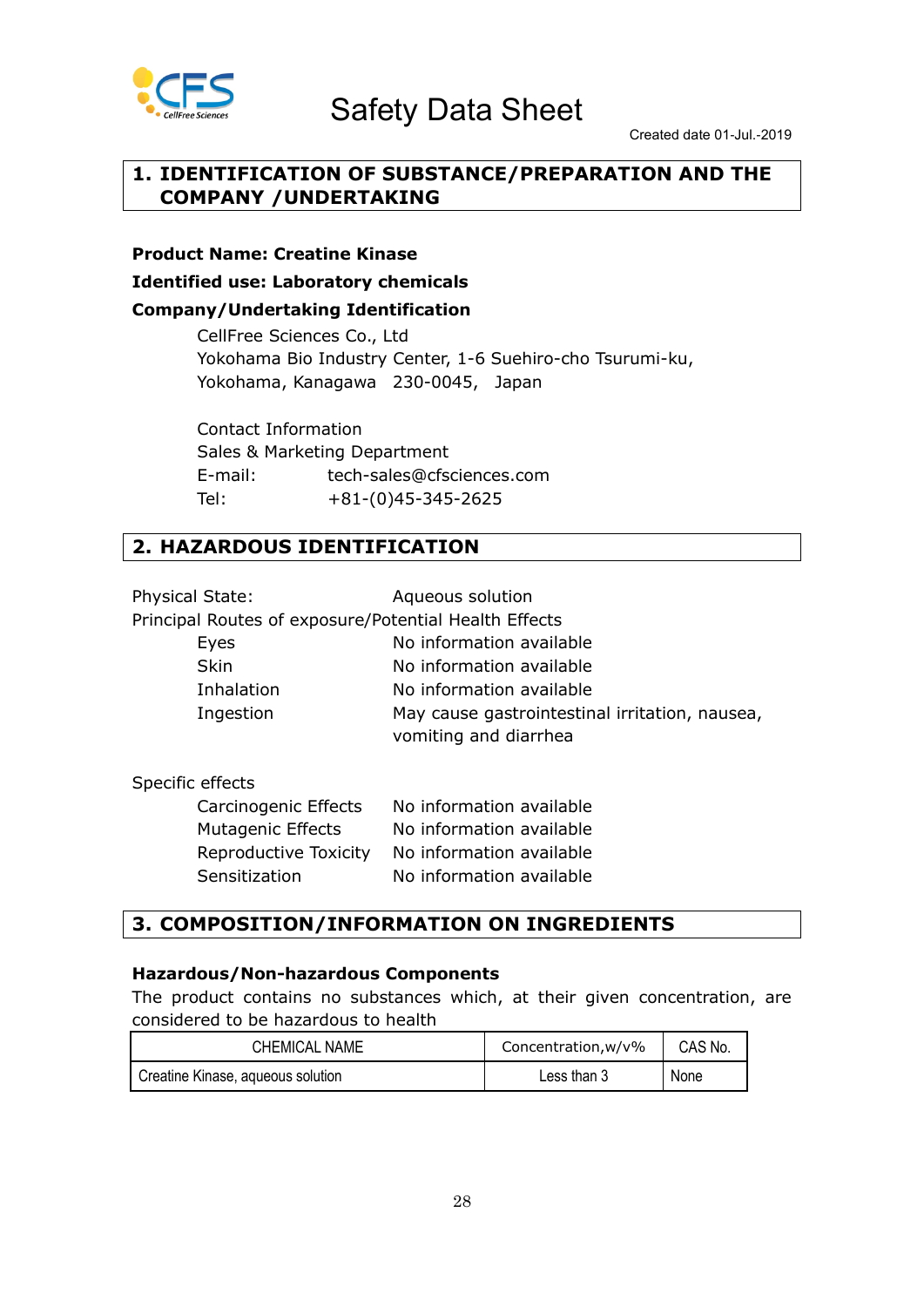# Safety Data Sheet

Created date 01-Jul.-2019

## 1. IDENTIFICATION OF SUBSTANCE/PREPARATION AND THE COMPANY /UNDERTAKING

**Product Name: Creatine Kinase**

**Identified use: Laboratory chemicals**

**Company/Undertaking Identification**

CellFree Sciences Co., Ltd
Yokohama Bio Industry Center, 1-6 Suehiro-cho Tsurumi-ku,
Yokohama, Kanagawa 230-0045, Japan

Contact Information
Sales & Marketing Department
E-mail: tech-sales@cfsciences.com
Tel: +81-(0)45-345-2625

## 2. HAZARDOUS IDENTIFICATION

Physical State: Aqueous solution

Principal Routes of exposure/Potential Health Effects

- Eyes: No information available
- Skin: No information available
- Inhalation: No information available
- Ingestion: May cause gastrointestinal irritation, nausea, vomiting and diarrhea

Specific effects

- Carcinogenic Effects: No information available
- Mutagenic Effects: No information available
- Reproductive Toxicity: No information available
- Sensitization: No information available

## 3. COMPOSITION/INFORMATION ON INGREDIENTS

**Hazardous/Non-hazardous Components**

The product contains no substances which, at their given concentration, are considered to be hazardous to health

| CHEMICAL NAME | Concentration,w/v% | CAS No. |
|---|---|---|
| Creatine Kinase, aqueous solution | Less than 3 | None |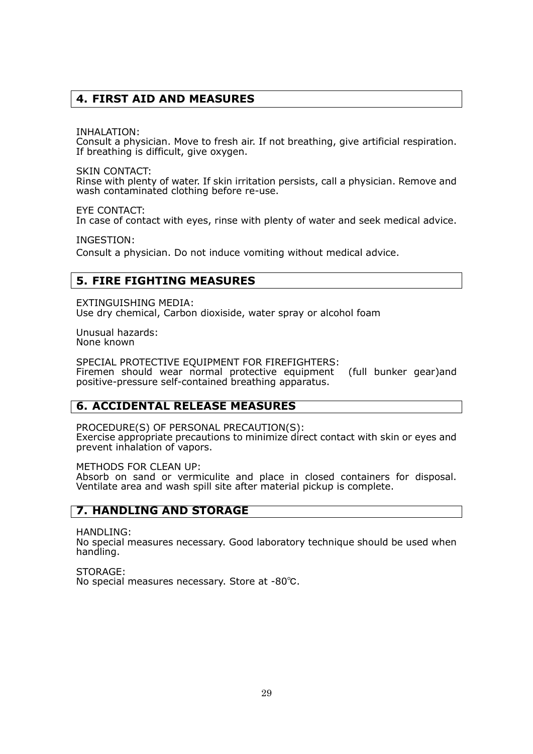## 4. FIRST AID AND MEASURES

INHALATION:
Consult a physician. Move to fresh air. If not breathing, give artificial respiration. If breathing is difficult, give oxygen.

SKIN CONTACT:
Rinse with plenty of water. If skin irritation persists, call a physician. Remove and wash contaminated clothing before re-use.

EYE CONTACT:
In case of contact with eyes, rinse with plenty of water and seek medical advice.

INGESTION:
Consult a physician. Do not induce vomiting without medical advice.

## 5. FIRE FIGHTING MEASURES

EXTINGUISHING MEDIA:
Use dry chemical, Carbon dioxiside, water spray or alcohol foam

Unusual hazards:
None known

SPECIAL PROTECTIVE EQUIPMENT FOR FIREFIGHTERS:
Firemen should wear normal protective equipment (full bunker gear)and positive-pressure self-contained breathing apparatus.

## 6. ACCIDENTAL RELEASE MEASURES

PROCEDURE(S) OF PERSONAL PRECAUTION(S):
Exercise appropriate precautions to minimize direct contact with skin or eyes and prevent inhalation of vapors.

METHODS FOR CLEAN UP:
Absorb on sand or vermiculite and place in closed containers for disposal. Ventilate area and wash spill site after material pickup is complete.

## 7. HANDLING AND STORAGE

HANDLING:
No special measures necessary. Good laboratory technique should be used when handling.

STORAGE:
No special measures necessary. Store at -80℃.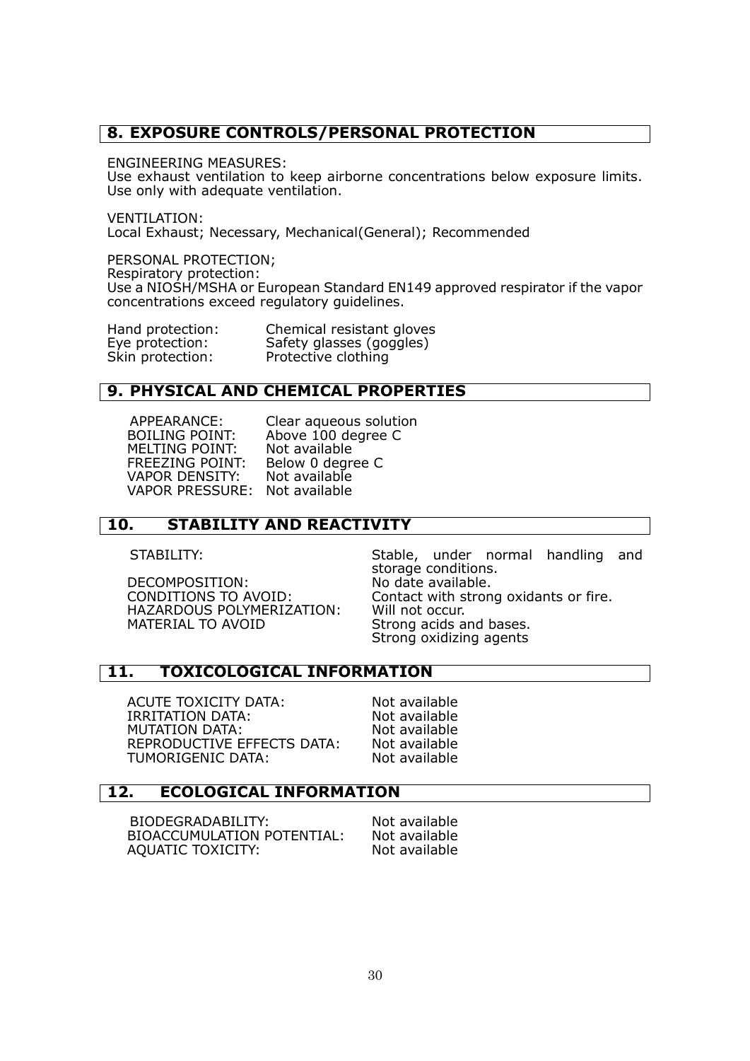## 8. EXPOSURE CONTROLS/PERSONAL PROTECTION

ENGINEERING MEASURES:
Use exhaust ventilation to keep airborne concentrations below exposure limits. Use only with adequate ventilation.

VENTILATION:
Local Exhaust; Necessary, Mechanical(General); Recommended

PERSONAL PROTECTION;
Respiratory protection:
Use a NIOSH/MSHA or European Standard EN149 approved respirator if the vapor concentrations exceed regulatory guidelines.

| | |
|---|---|
| Hand protection: | Chemical resistant gloves |
| Eye protection: | Safety glasses (goggles) |
| Skin protection: | Protective clothing |

## 9. PHYSICAL AND CHEMICAL PROPERTIES

| | |
|---|---|
| APPEARANCE: | Clear aqueous solution |
| BOILING POINT: | Above 100 degree C |
| MELTING POINT: | Not available |
| FREEZING POINT: | Below 0 degree C |
| VAPOR DENSITY: | Not available |
| VAPOR PRESSURE: | Not available |

## 10. STABILITY AND REACTIVITY

| | |
|---|---|
| STABILITY: | Stable, under normal handling and storage conditions. |
| DECOMPOSITION: | No date available. |
| CONDITIONS TO AVOID: | Contact with strong oxidants or fire. |
| HAZARDOUS POLYMERIZATION: | Will not occur. |
| MATERIAL TO AVOID | Strong acids and bases. Strong oxidizing agents |

## 11. TOXICOLOGICAL INFORMATION

| | |
|---|---|
| ACUTE TOXICITY DATA: | Not available |
| IRRITATION DATA: | Not available |
| MUTATION DATA: | Not available |
| REPRODUCTIVE EFFECTS DATA: | Not available |
| TUMORIGENIC DATA: | Not available |

## 12. ECOLOGICAL INFORMATION

| | |
|---|---|
| BIODEGRADABILITY: | Not available |
| BIOACCUMULATION POTENTIAL: | Not available |
| AQUATIC TOXICITY: | Not available |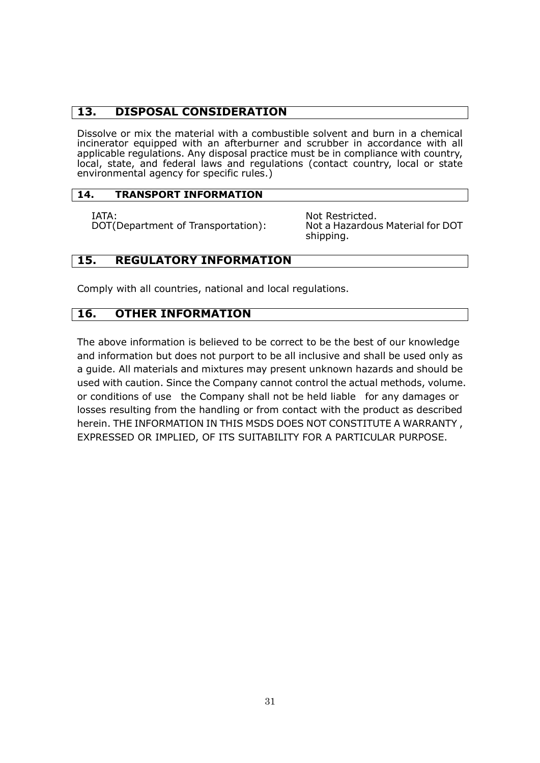## 13. DISPOSAL CONSIDERATION

Dissolve or mix the material with a combustible solvent and burn in a chemical incinerator equipped with an afterburner and scrubber in accordance with all applicable regulations. Any disposal practice must be in compliance with country, local, state, and federal laws and regulations (contact country, local or state environmental agency for specific rules.)

## 14. TRANSPORT INFORMATION

| | |
|---|---|
| IATA: | Not Restricted. |
| DOT(Department of Transportation): | Not a Hazardous Material for DOT shipping. |

## 15. REGULATORY INFORMATION

Comply with all countries, national and local regulations.

## 16. OTHER INFORMATION

The above information is believed to be correct to be the best of our knowledge and information but does not purport to be all inclusive and shall be used only as a guide. All materials and mixtures may present unknown hazards and should be used with caution. Since the Company cannot control the actual methods, volume. or conditions of use the Company shall not be held liable for any damages or losses resulting from the handling or from contact with the product as described herein. THE INFORMATION IN THIS MSDS DOES NOT CONSTITUTE A WARRANTY , EXPRESSED OR IMPLIED, OF ITS SUITABILITY FOR A PARTICULAR PURPOSE.